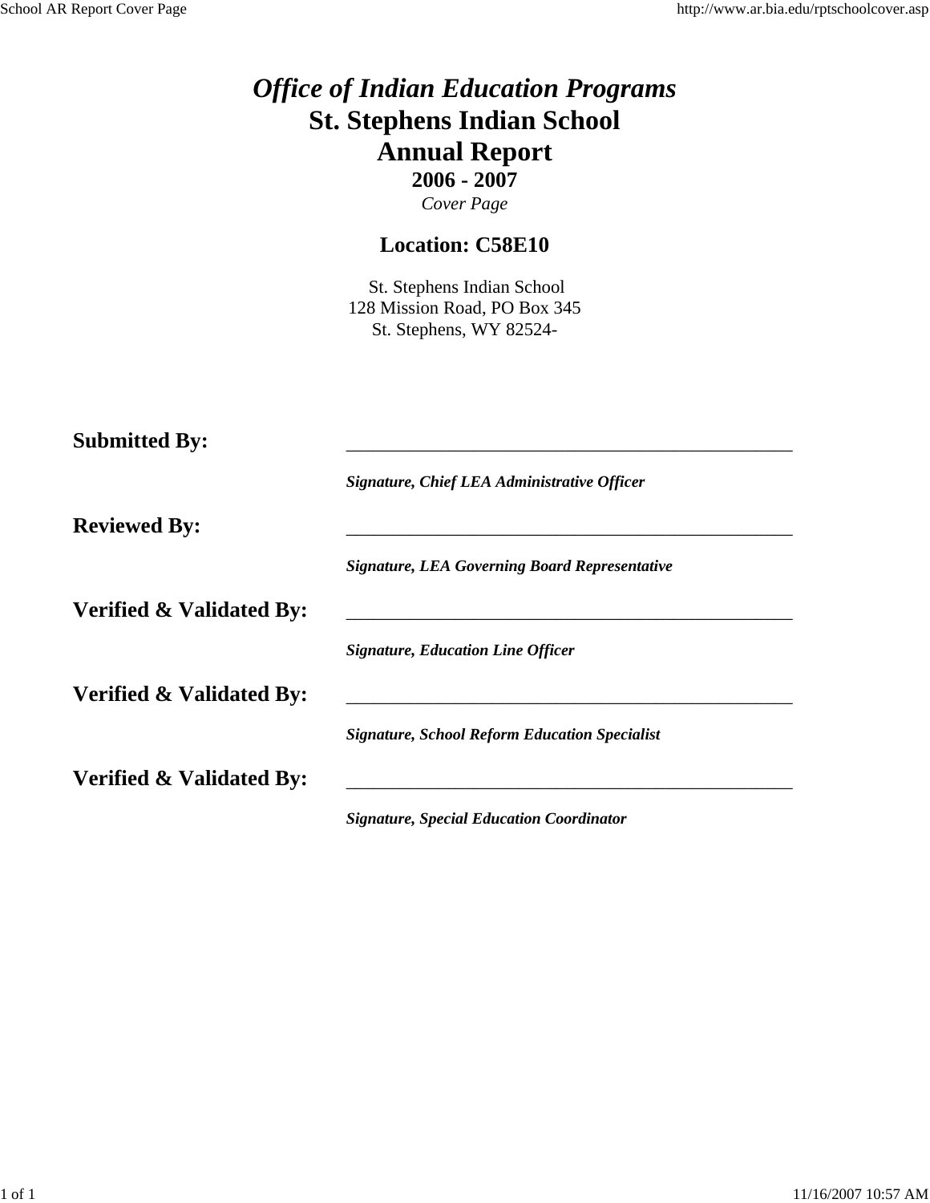# *Office of Indian Education Programs*
# St. Stephens Indian School
# Annual Report
## 2006 - 2007
*Cover Page*

### Location: C58E10

St. Stephens Indian School
128 Mission Road, PO Box 345
St. Stephens, WY 82524-

**Submitted By:** _______________________________________________

***Signature, Chief LEA Administrative Officer***

**Reviewed By:** _______________________________________________

***Signature, LEA Governing Board Representative***

**Verified & Validated By:** _______________________________________________

***Signature, Education Line Officer***

**Verified & Validated By:** _______________________________________________

***Signature, School Reform Education Specialist***

**Verified & Validated By:** _______________________________________________

***Signature, Special Education Coordinator***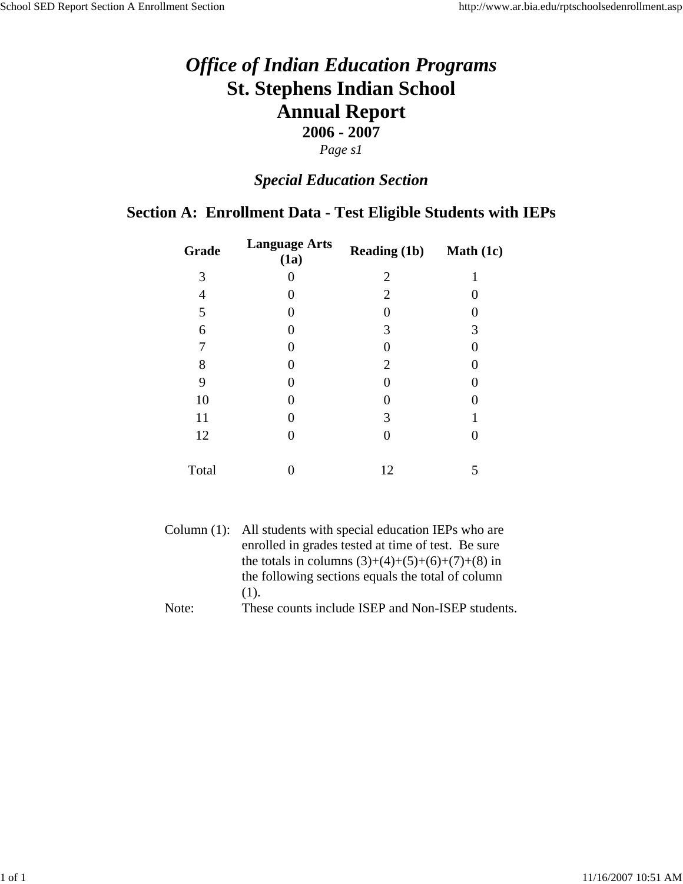# *Office of Indian Education Programs*

# St. Stephens Indian School

# Annual Report

## 2006 - 2007

*Page s1*

## *Special Education Section*

## Section A: Enrollment Data - Test Eligible Students with IEPs

| Grade | Language Arts (1a) | Reading (1b) | Math (1c) |
|---|---|---|---|
| 3 | 0 | 2 | 1 |
| 4 | 0 | 2 | 0 |
| 5 | 0 | 0 | 0 |
| 6 | 0 | 3 | 3 |
| 7 | 0 | 0 | 0 |
| 8 | 0 | 2 | 0 |
| 9 | 0 | 0 | 0 |
| 10 | 0 | 0 | 0 |
| 11 | 0 | 3 | 1 |
| 12 | 0 | 0 | 0 |
| Total | 0 | 12 | 5 |

Column (1): All students with special education IEPs who are enrolled in grades tested at time of test. Be sure the totals in columns (3)+(4)+(5)+(6)+(7)+(8) in the following sections equals the total of column (1).

Note: These counts include ISEP and Non-ISEP students.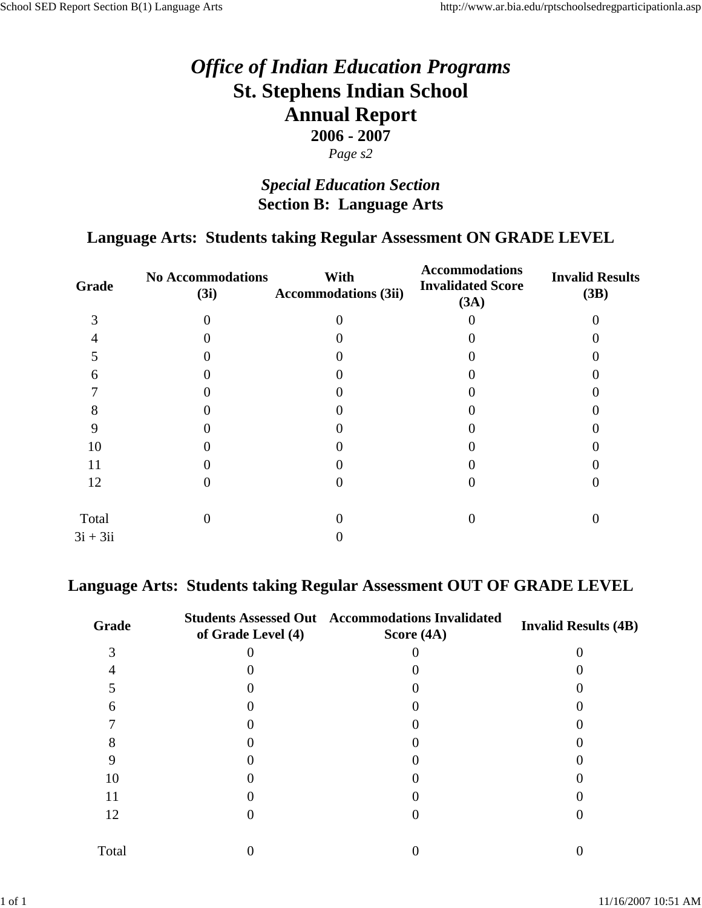# *Office of Indian Education Programs*
# St. Stephens Indian School
# Annual Report
### 2006 - 2007
*Page s2*

## *Special Education Section*
## Section B: Language Arts

### Language Arts: Students taking Regular Assessment ON GRADE LEVEL

| Grade | No Accommodations (3i) | With Accommodations (3ii) | Accommodations Invalidated Score (3A) | Invalid Results (3B) |
|---|---|---|---|---|
| 3 | 0 | 0 | 0 | 0 |
| 4 | 0 | 0 | 0 | 0 |
| 5 | 0 | 0 | 0 | 0 |
| 6 | 0 | 0 | 0 | 0 |
| 7 | 0 | 0 | 0 | 0 |
| 8 | 0 | 0 | 0 | 0 |
| 9 | 0 | 0 | 0 | 0 |
| 10 | 0 | 0 | 0 | 0 |
| 11 | 0 | 0 | 0 | 0 |
| 12 | 0 | 0 | 0 | 0 |
| Total | 0 | 0 | 0 | 0 |
| 3i + 3ii | | 0 | | |

### Language Arts: Students taking Regular Assessment OUT OF GRADE LEVEL

| Grade | Students Assessed Out of Grade Level (4) | Accommodations Invalidated Score (4A) | Invalid Results (4B) |
|---|---|---|---|
| 3 | 0 | 0 | 0 |
| 4 | 0 | 0 | 0 |
| 5 | 0 | 0 | 0 |
| 6 | 0 | 0 | 0 |
| 7 | 0 | 0 | 0 |
| 8 | 0 | 0 | 0 |
| 9 | 0 | 0 | 0 |
| 10 | 0 | 0 | 0 |
| 11 | 0 | 0 | 0 |
| 12 | 0 | 0 | 0 |
| Total | 0 | 0 | 0 |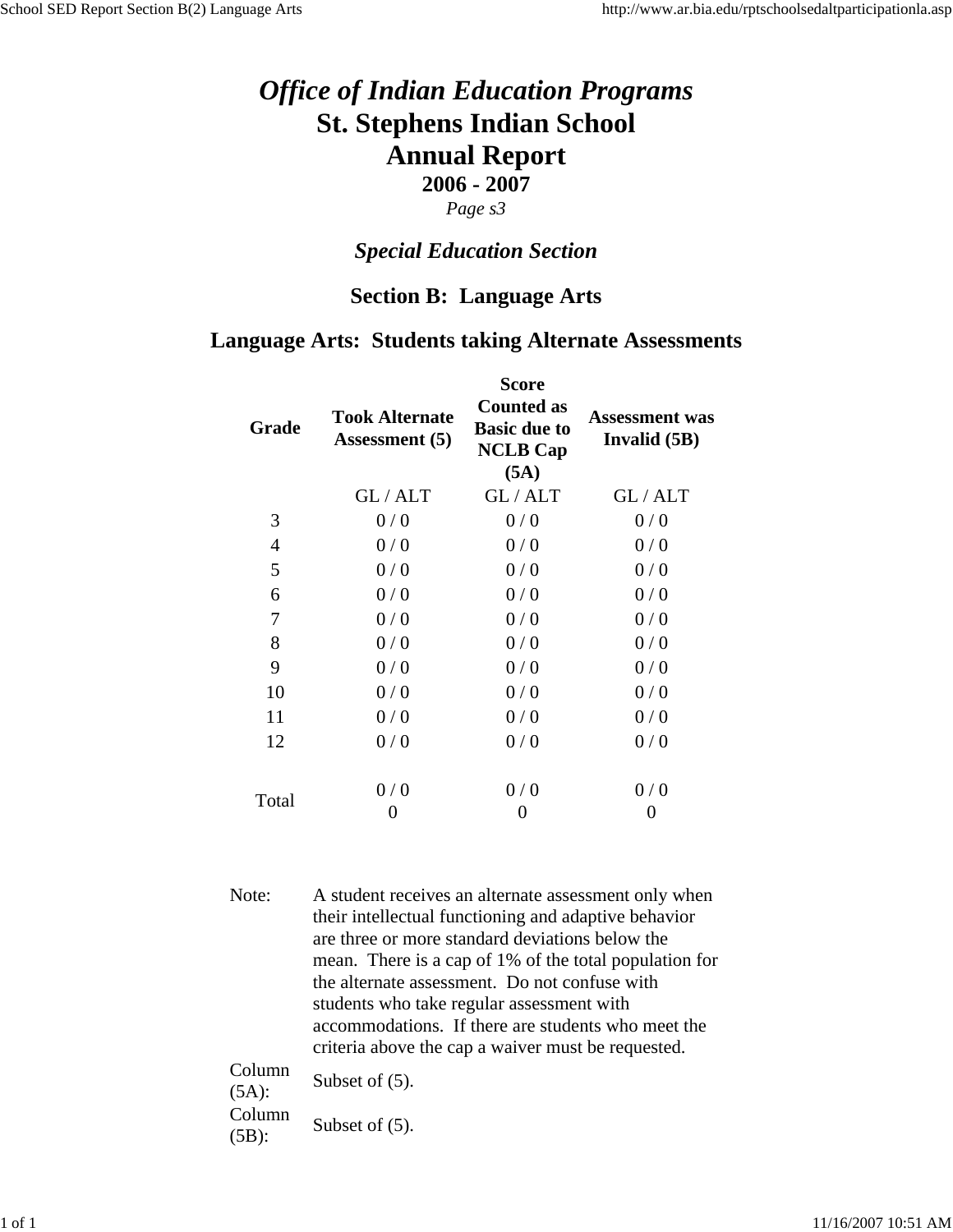# *Office of Indian Education Programs*
# St. Stephens Indian School
# Annual Report
## 2006 - 2007
*Page s3*

### *Special Education Section*

### Section B: Language Arts

### Language Arts: Students taking Alternate Assessments

| Grade | Took Alternate Assessment (5) | Score Counted as Basic due to NCLB Cap (5A) | Assessment was Invalid (5B) |
|---|---|---|---|
| | GL / ALT | GL / ALT | GL / ALT |
| 3 | 0 / 0 | 0 / 0 | 0 / 0 |
| 4 | 0 / 0 | 0 / 0 | 0 / 0 |
| 5 | 0 / 0 | 0 / 0 | 0 / 0 |
| 6 | 0 / 0 | 0 / 0 | 0 / 0 |
| 7 | 0 / 0 | 0 / 0 | 0 / 0 |
| 8 | 0 / 0 | 0 / 0 | 0 / 0 |
| 9 | 0 / 0 | 0 / 0 | 0 / 0 |
| 10 | 0 / 0 | 0 / 0 | 0 / 0 |
| 11 | 0 / 0 | 0 / 0 | 0 / 0 |
| 12 | 0 / 0 | 0 / 0 | 0 / 0 |
| Total | 0 / 0<br>0 | 0 / 0<br>0 | 0 / 0<br>0 |

Note: A student receives an alternate assessment only when their intellectual functioning and adaptive behavior are three or more standard deviations below the mean. There is a cap of 1% of the total population for the alternate assessment. Do not confuse with students who take regular assessment with accommodations. If there are students who meet the criteria above the cap a waiver must be requested.

Column (5A): Subset of (5).

Column (5B): Subset of (5).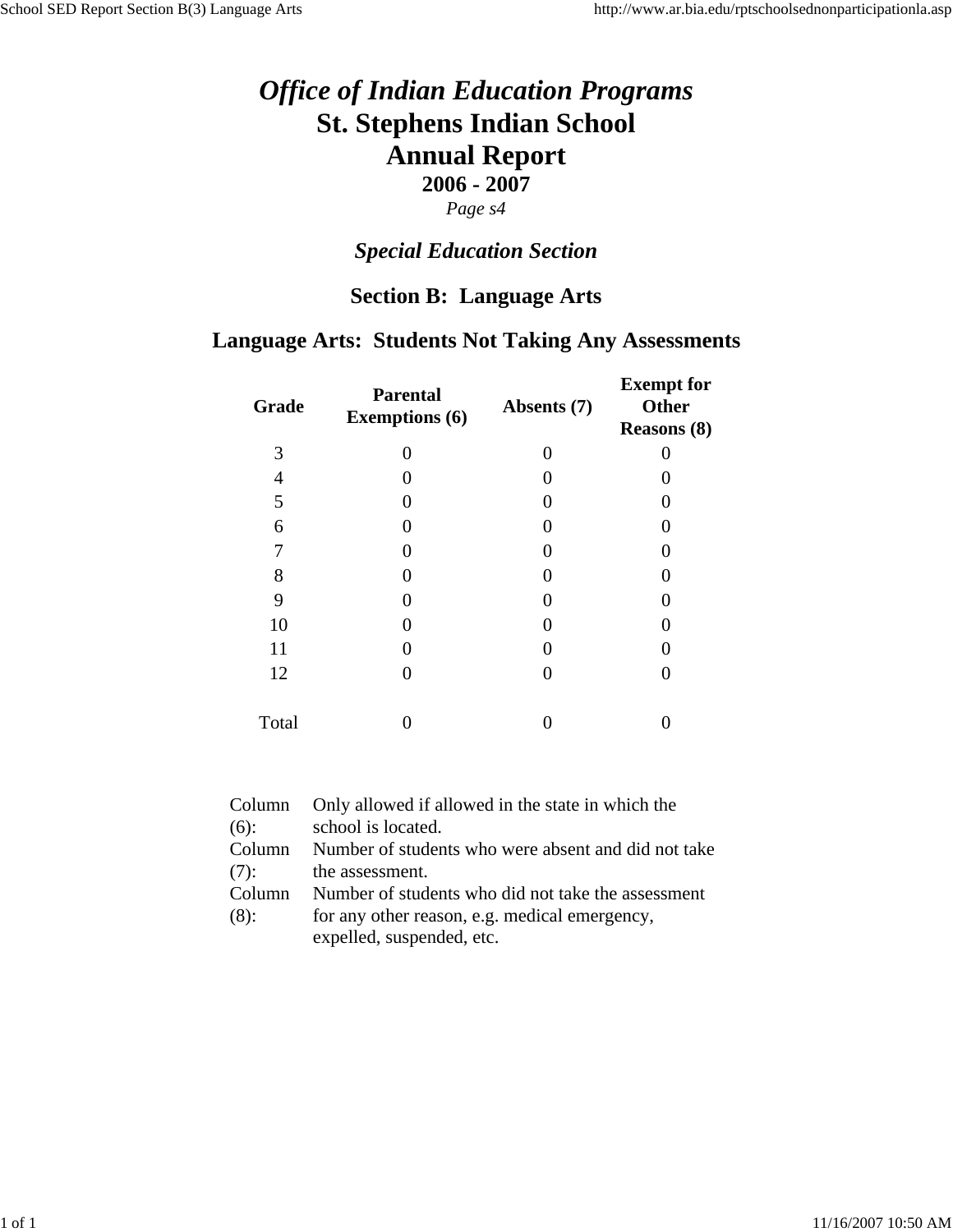# *Office of Indian Education Programs*

# St. Stephens Indian School

# Annual Report

### 2006 - 2007

*Page s4*

## *Special Education Section*

## Section B: Language Arts

## Language Arts: Students Not Taking Any Assessments

| Grade | Parental Exemptions (6) | Absents (7) | Exempt for Other Reasons (8) |
|---|---|---|---|
| 3 | 0 | 0 | 0 |
| 4 | 0 | 0 | 0 |
| 5 | 0 | 0 | 0 |
| 6 | 0 | 0 | 0 |
| 7 | 0 | 0 | 0 |
| 8 | 0 | 0 | 0 |
| 9 | 0 | 0 | 0 |
| 10 | 0 | 0 | 0 |
| 11 | 0 | 0 | 0 |
| 12 | 0 | 0 | 0 |
| Total | 0 | 0 | 0 |

| | |
|---|---|
| Column (6): | Only allowed if allowed in the state in which the school is located. |
| Column (7): | Number of students who were absent and did not take the assessment. |
| Column (8): | Number of students who did not take the assessment for any other reason, e.g. medical emergency, expelled, suspended, etc. |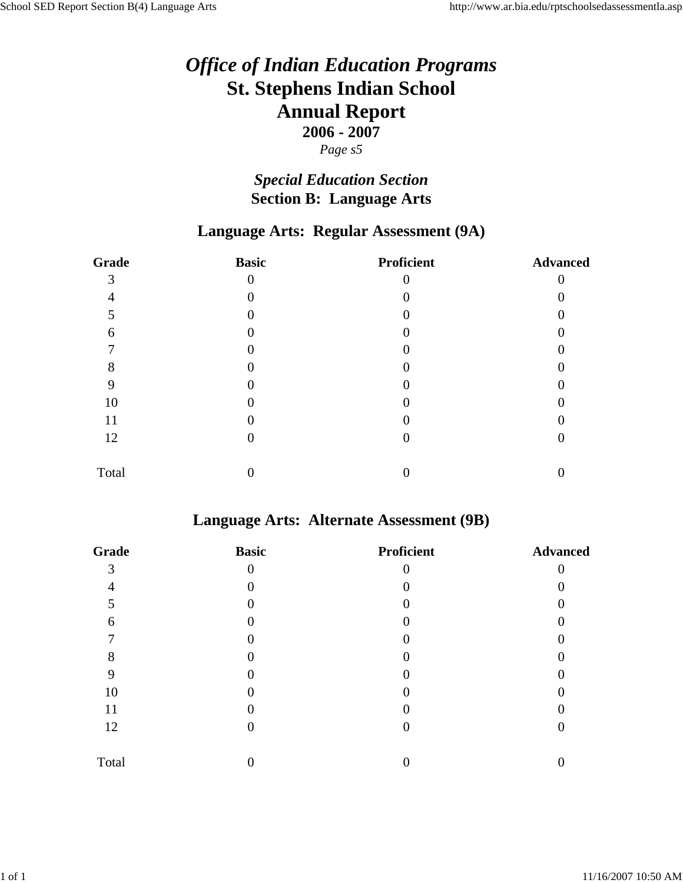# *Office of Indian Education Programs*

# St. Stephens Indian School

# Annual Report

**2006 - 2007**

*Page s5*

## *Special Education Section*

## Section B: Language Arts

### Language Arts: Regular Assessment (9A)

| Grade | Basic | Proficient | Advanced |
|---|---|---|---|
| 3 | 0 | 0 | 0 |
| 4 | 0 | 0 | 0 |
| 5 | 0 | 0 | 0 |
| 6 | 0 | 0 | 0 |
| 7 | 0 | 0 | 0 |
| 8 | 0 | 0 | 0 |
| 9 | 0 | 0 | 0 |
| 10 | 0 | 0 | 0 |
| 11 | 0 | 0 | 0 |
| 12 | 0 | 0 | 0 |
| Total | 0 | 0 | 0 |

### Language Arts: Alternate Assessment (9B)

| Grade | Basic | Proficient | Advanced |
|---|---|---|---|
| 3 | 0 | 0 | 0 |
| 4 | 0 | 0 | 0 |
| 5 | 0 | 0 | 0 |
| 6 | 0 | 0 | 0 |
| 7 | 0 | 0 | 0 |
| 8 | 0 | 0 | 0 |
| 9 | 0 | 0 | 0 |
| 10 | 0 | 0 | 0 |
| 11 | 0 | 0 | 0 |
| 12 | 0 | 0 | 0 |
| Total | 0 | 0 | 0 |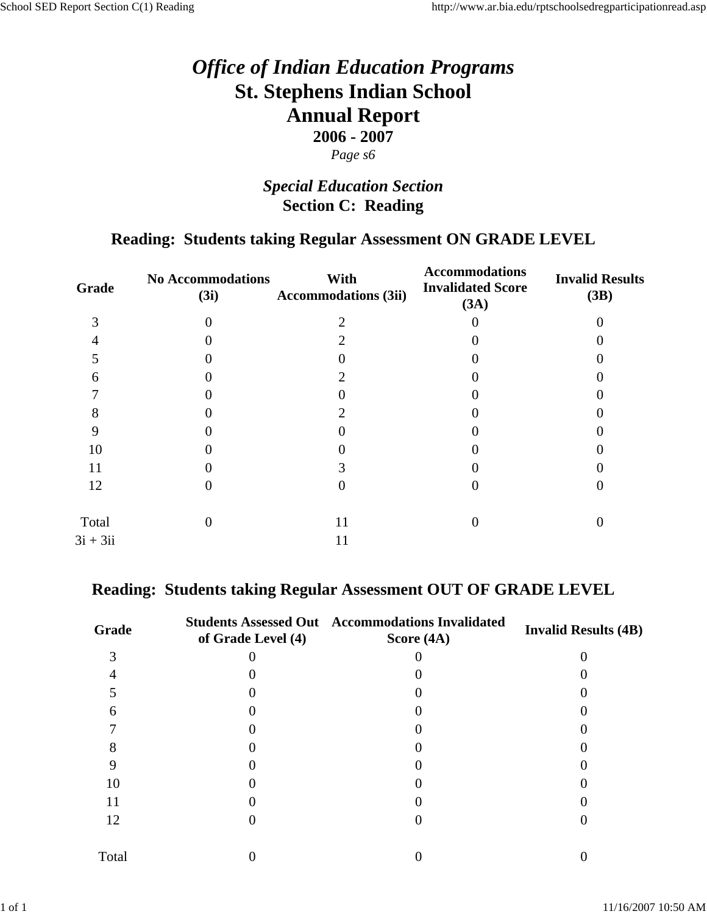# *Office of Indian Education Programs*

# St. Stephens Indian School

# Annual Report

**2006 - 2007**

*Page s6*

## *Special Education Section*

## Section C: Reading

### Reading: Students taking Regular Assessment ON GRADE LEVEL

| Grade | No Accommodations (3i) | With Accommodations (3ii) | Accommodations Invalidated Score (3A) | Invalid Results (3B) |
|---|---|---|---|---|
| 3 | 0 | 2 | 0 | 0 |
| 4 | 0 | 2 | 0 | 0 |
| 5 | 0 | 0 | 0 | 0 |
| 6 | 0 | 2 | 0 | 0 |
| 7 | 0 | 0 | 0 | 0 |
| 8 | 0 | 2 | 0 | 0 |
| 9 | 0 | 0 | 0 | 0 |
| 10 | 0 | 0 | 0 | 0 |
| 11 | 0 | 3 | 0 | 0 |
| 12 | 0 | 0 | 0 | 0 |
| Total | 0 | 11 | 0 | 0 |
| 3i + 3ii | | 11 | | |

### Reading: Students taking Regular Assessment OUT OF GRADE LEVEL

| Grade | Students Assessed Out of Grade Level (4) | Accommodations Invalidated Score (4A) | Invalid Results (4B) |
|---|---|---|---|
| 3 | 0 | 0 | 0 |
| 4 | 0 | 0 | 0 |
| 5 | 0 | 0 | 0 |
| 6 | 0 | 0 | 0 |
| 7 | 0 | 0 | 0 |
| 8 | 0 | 0 | 0 |
| 9 | 0 | 0 | 0 |
| 10 | 0 | 0 | 0 |
| 11 | 0 | 0 | 0 |
| 12 | 0 | 0 | 0 |
| Total | 0 | 0 | 0 |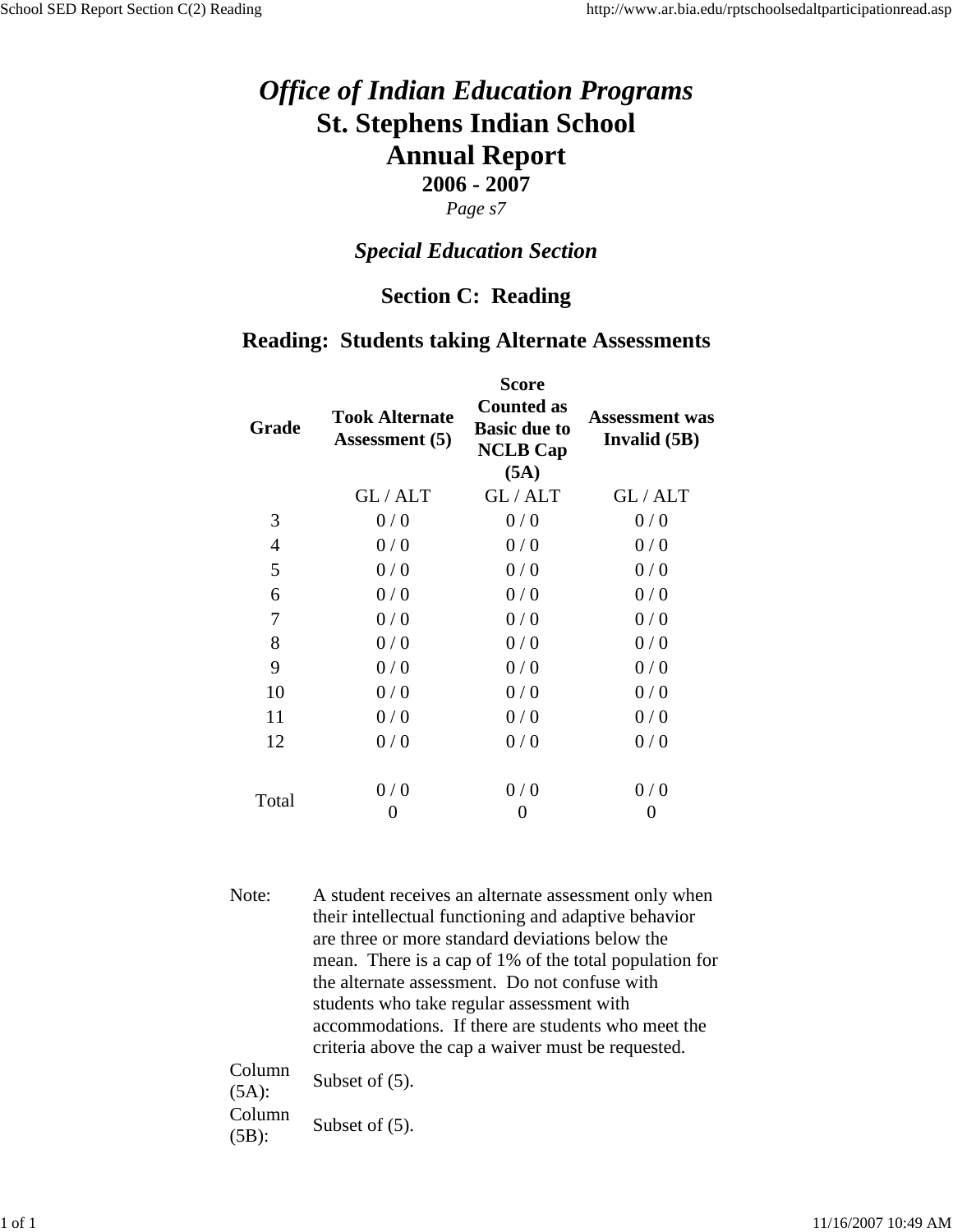# *Office of Indian Education Programs*
# St. Stephens Indian School
# Annual Report
## 2006 - 2007
*Page s7*

### *Special Education Section*

### Section C: Reading

### Reading: Students taking Alternate Assessments

| Grade | Took Alternate Assessment (5) | Score Counted as Basic due to NCLB Cap (5A) | Assessment was Invalid (5B) |
|---|---|---|---|
| | GL / ALT | GL / ALT | GL / ALT |
| 3 | 0 / 0 | 0 / 0 | 0 / 0 |
| 4 | 0 / 0 | 0 / 0 | 0 / 0 |
| 5 | 0 / 0 | 0 / 0 | 0 / 0 |
| 6 | 0 / 0 | 0 / 0 | 0 / 0 |
| 7 | 0 / 0 | 0 / 0 | 0 / 0 |
| 8 | 0 / 0 | 0 / 0 | 0 / 0 |
| 9 | 0 / 0 | 0 / 0 | 0 / 0 |
| 10 | 0 / 0 | 0 / 0 | 0 / 0 |
| 11 | 0 / 0 | 0 / 0 | 0 / 0 |
| 12 | 0 / 0 | 0 / 0 | 0 / 0 |
| Total | 0 / 0<br>0 | 0 / 0<br>0 | 0 / 0<br>0 |

Note: A student receives an alternate assessment only when their intellectual functioning and adaptive behavior are three or more standard deviations below the mean. There is a cap of 1% of the total population for the alternate assessment. Do not confuse with students who take regular assessment with accommodations. If there are students who meet the criteria above the cap a waiver must be requested.

Column (5A): Subset of (5).

Column (5B): Subset of (5).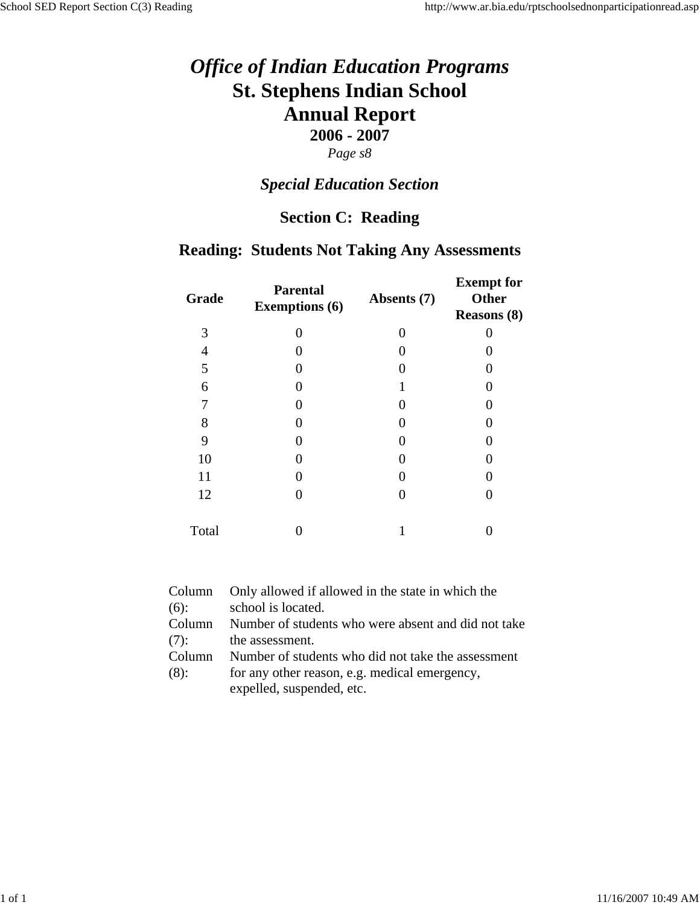# *Office of Indian Education Programs*
# St. Stephens Indian School
# Annual Report
## 2006 - 2007
*Page s8*

### *Special Education Section*

### Section C: Reading

### Reading: Students Not Taking Any Assessments

| Grade | Parental Exemptions (6) | Absents (7) | Exempt for Other Reasons (8) |
|---|---|---|---|
| 3 | 0 | 0 | 0 |
| 4 | 0 | 0 | 0 |
| 5 | 0 | 0 | 0 |
| 6 | 0 | 1 | 0 |
| 7 | 0 | 0 | 0 |
| 8 | 0 | 0 | 0 |
| 9 | 0 | 0 | 0 |
| 10 | 0 | 0 | 0 |
| 11 | 0 | 0 | 0 |
| 12 | 0 | 0 | 0 |
| Total | 0 | 1 | 0 |

| | |
|---|---|
| Column (6): | Only allowed if allowed in the state in which the school is located. |
| Column (7): | Number of students who were absent and did not take the assessment. |
| Column (8): | Number of students who did not take the assessment for any other reason, e.g. medical emergency, expelled, suspended, etc. |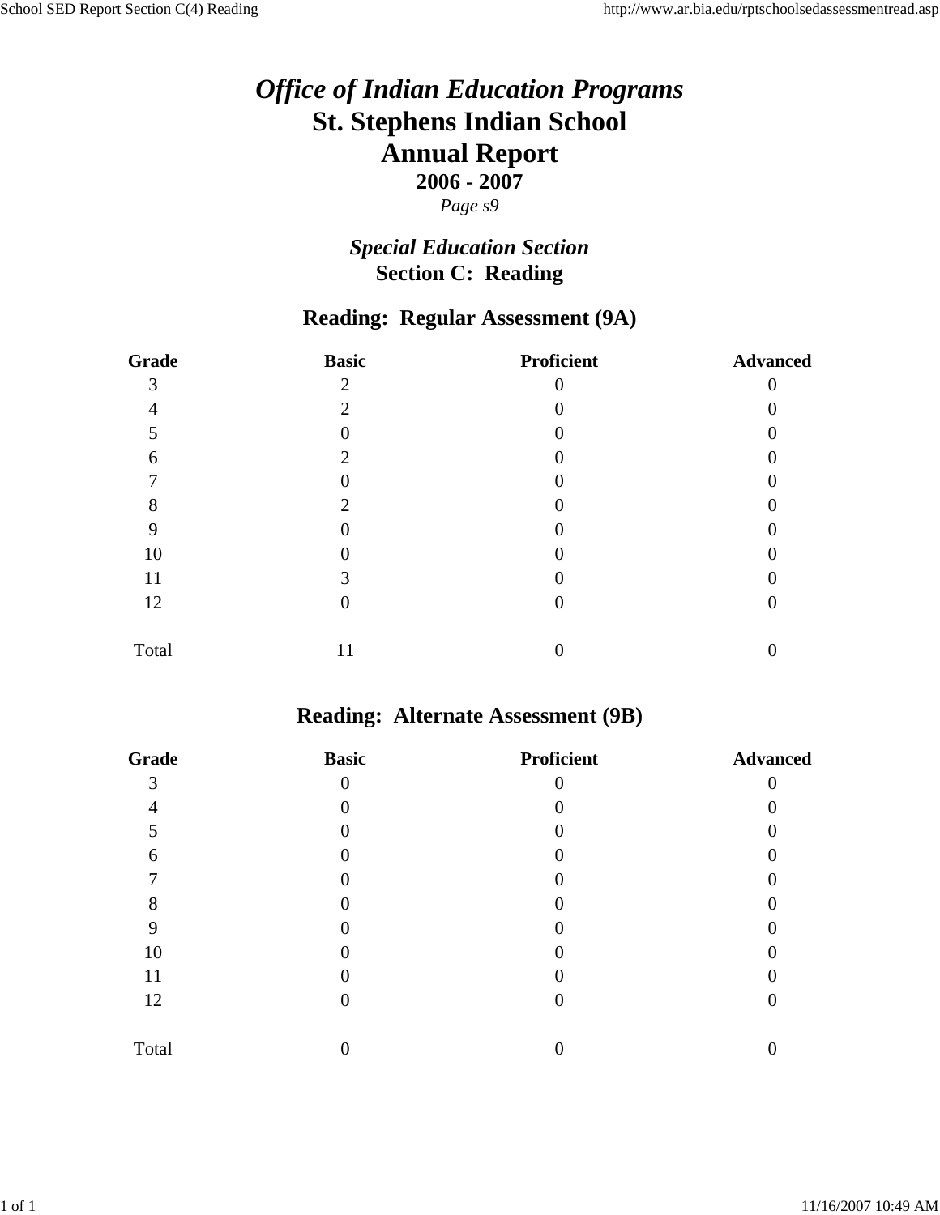# *Office of Indian Education Programs*
# St. Stephens Indian School
# Annual Report
### 2006 - 2007
*Page s9*

## *Special Education Section*
## Section C: Reading

### Reading: Regular Assessment (9A)

| Grade | Basic | Proficient | Advanced |
|---|---|---|---|
| 3 | 2 | 0 | 0 |
| 4 | 2 | 0 | 0 |
| 5 | 0 | 0 | 0 |
| 6 | 2 | 0 | 0 |
| 7 | 0 | 0 | 0 |
| 8 | 2 | 0 | 0 |
| 9 | 0 | 0 | 0 |
| 10 | 0 | 0 | 0 |
| 11 | 3 | 0 | 0 |
| 12 | 0 | 0 | 0 |
| Total | 11 | 0 | 0 |

### Reading: Alternate Assessment (9B)

| Grade | Basic | Proficient | Advanced |
|---|---|---|---|
| 3 | 0 | 0 | 0 |
| 4 | 0 | 0 | 0 |
| 5 | 0 | 0 | 0 |
| 6 | 0 | 0 | 0 |
| 7 | 0 | 0 | 0 |
| 8 | 0 | 0 | 0 |
| 9 | 0 | 0 | 0 |
| 10 | 0 | 0 | 0 |
| 11 | 0 | 0 | 0 |
| 12 | 0 | 0 | 0 |
| Total | 0 | 0 | 0 |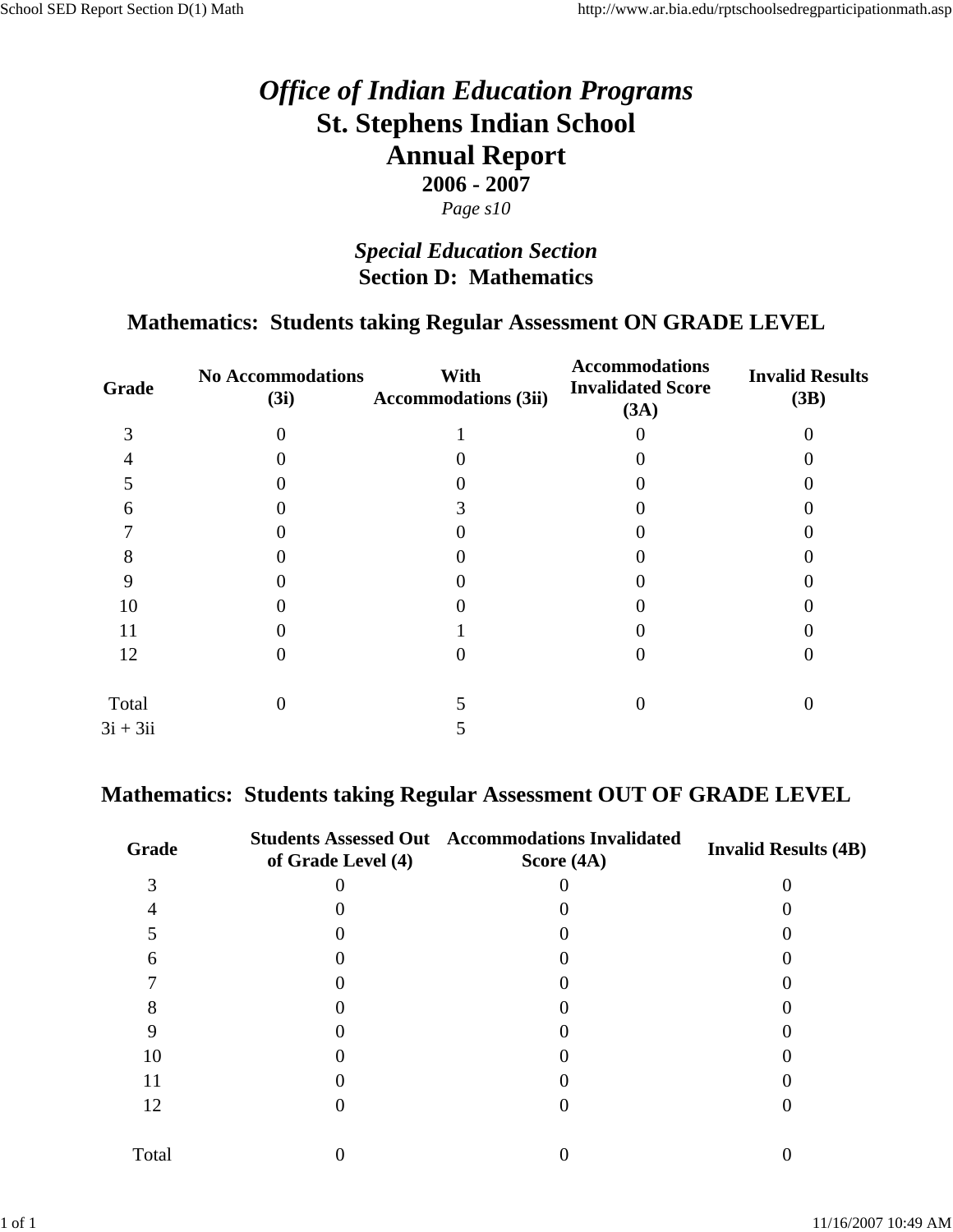# *Office of Indian Education Programs*
# St. Stephens Indian School
# Annual Report
## 2006 - 2007
*Page s10*

### *Special Education Section*
### Section D: Mathematics

## Mathematics: Students taking Regular Assessment ON GRADE LEVEL

| Grade | No Accommodations (3i) | With Accommodations (3ii) | Accommodations Invalidated Score (3A) | Invalid Results (3B) |
|---|---|---|---|---|
| 3 | 0 | 1 | 0 | 0 |
| 4 | 0 | 0 | 0 | 0 |
| 5 | 0 | 0 | 0 | 0 |
| 6 | 0 | 3 | 0 | 0 |
| 7 | 0 | 0 | 0 | 0 |
| 8 | 0 | 0 | 0 | 0 |
| 9 | 0 | 0 | 0 | 0 |
| 10 | 0 | 0 | 0 | 0 |
| 11 | 0 | 1 | 0 | 0 |
| 12 | 0 | 0 | 0 | 0 |
| Total | 0 | 5 | 0 | 0 |
| 3i + 3ii | | 5 | | |

## Mathematics: Students taking Regular Assessment OUT OF GRADE LEVEL

| Grade | Students Assessed Out of Grade Level (4) | Accommodations Invalidated Score (4A) | Invalid Results (4B) |
|---|---|---|---|
| 3 | 0 | 0 | 0 |
| 4 | 0 | 0 | 0 |
| 5 | 0 | 0 | 0 |
| 6 | 0 | 0 | 0 |
| 7 | 0 | 0 | 0 |
| 8 | 0 | 0 | 0 |
| 9 | 0 | 0 | 0 |
| 10 | 0 | 0 | 0 |
| 11 | 0 | 0 | 0 |
| 12 | 0 | 0 | 0 |
| Total | 0 | 0 | 0 |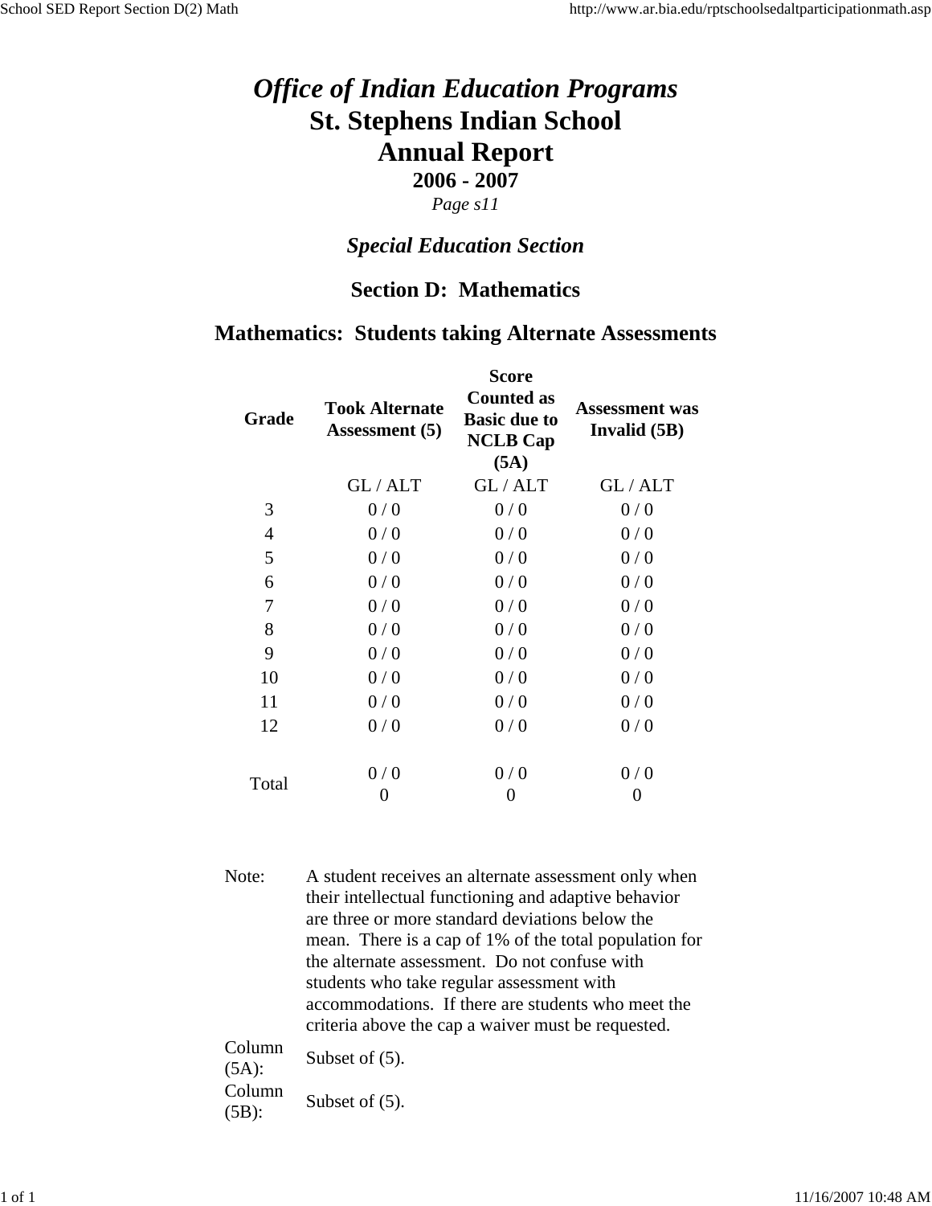# *Office of Indian Education Programs*
# St. Stephens Indian School
# Annual Report
## 2006 - 2007
*Page s11*

### *Special Education Section*

### Section D: Mathematics

### Mathematics: Students taking Alternate Assessments

| Grade | Took Alternate Assessment (5) | Score Counted as Basic due to NCLB Cap (5A) | Assessment was Invalid (5B) |
|---|---|---|---|
| | GL / ALT | GL / ALT | GL / ALT |
| 3 | 0 / 0 | 0 / 0 | 0 / 0 |
| 4 | 0 / 0 | 0 / 0 | 0 / 0 |
| 5 | 0 / 0 | 0 / 0 | 0 / 0 |
| 6 | 0 / 0 | 0 / 0 | 0 / 0 |
| 7 | 0 / 0 | 0 / 0 | 0 / 0 |
| 8 | 0 / 0 | 0 / 0 | 0 / 0 |
| 9 | 0 / 0 | 0 / 0 | 0 / 0 |
| 10 | 0 / 0 | 0 / 0 | 0 / 0 |
| 11 | 0 / 0 | 0 / 0 | 0 / 0 |
| 12 | 0 / 0 | 0 / 0 | 0 / 0 |
| Total | 0 / 0<br>0 | 0 / 0<br>0 | 0 / 0<br>0 |

Note: A student receives an alternate assessment only when their intellectual functioning and adaptive behavior are three or more standard deviations below the mean. There is a cap of 1% of the total population for the alternate assessment. Do not confuse with students who take regular assessment with accommodations. If there are students who meet the criteria above the cap a waiver must be requested.

Column (5A): Subset of (5).

Column (5B): Subset of (5).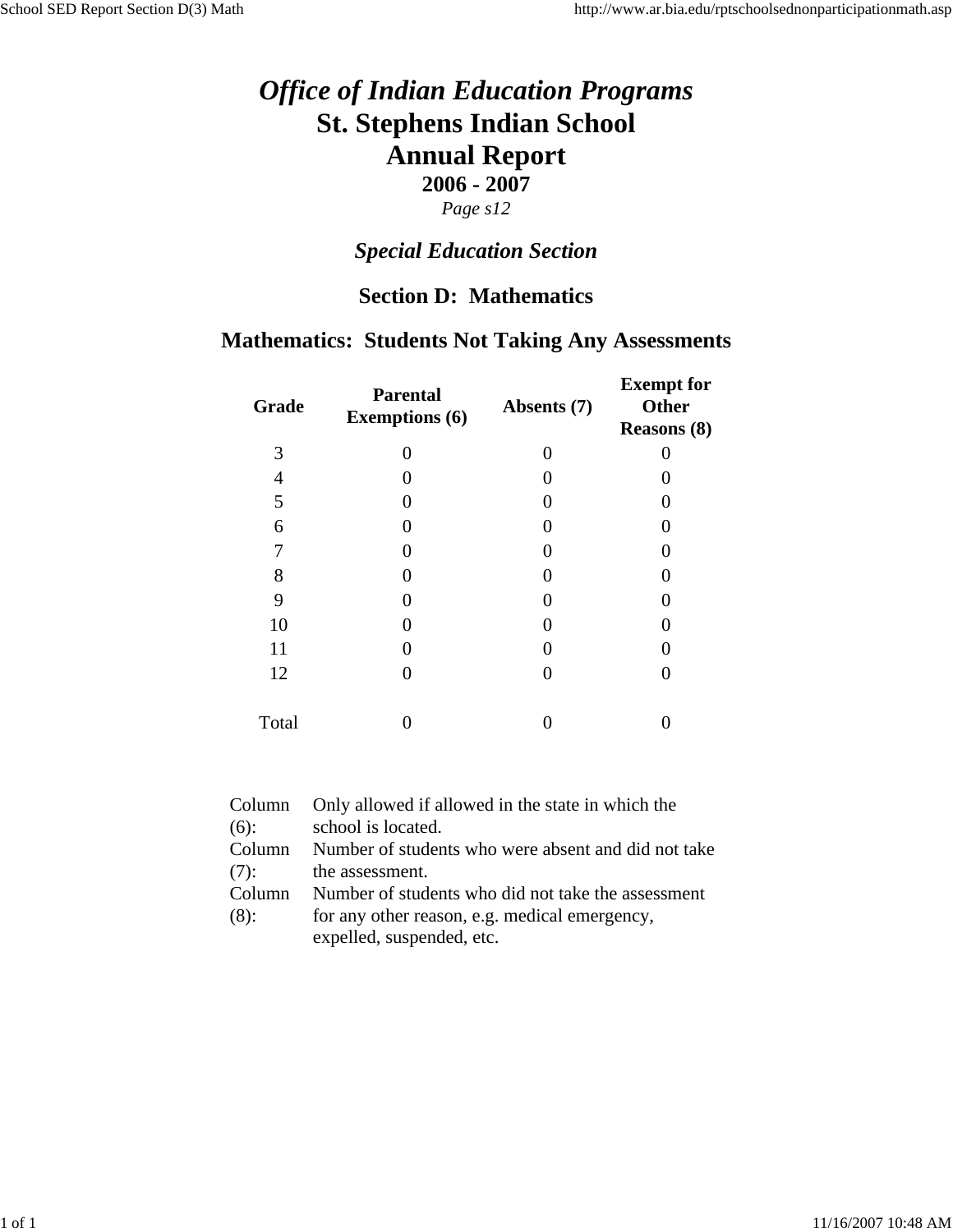# *Office of Indian Education Programs*

# St. Stephens Indian School

# Annual Report

### 2006 - 2007

*Page s12*

## *Special Education Section*

## Section D: Mathematics

## Mathematics: Students Not Taking Any Assessments

| Grade | Parental Exemptions (6) | Absents (7) | Exempt for Other Reasons (8) |
|---|---|---|---|
| 3 | 0 | 0 | 0 |
| 4 | 0 | 0 | 0 |
| 5 | 0 | 0 | 0 |
| 6 | 0 | 0 | 0 |
| 7 | 0 | 0 | 0 |
| 8 | 0 | 0 | 0 |
| 9 | 0 | 0 | 0 |
| 10 | 0 | 0 | 0 |
| 11 | 0 | 0 | 0 |
| 12 | 0 | 0 | 0 |
| Total | 0 | 0 | 0 |

| | |
|---|---|
| Column (6): | Only allowed if allowed in the state in which the school is located. |
| Column (7): | Number of students who were absent and did not take the assessment. |
| Column (8): | Number of students who did not take the assessment for any other reason, e.g. medical emergency, expelled, suspended, etc. |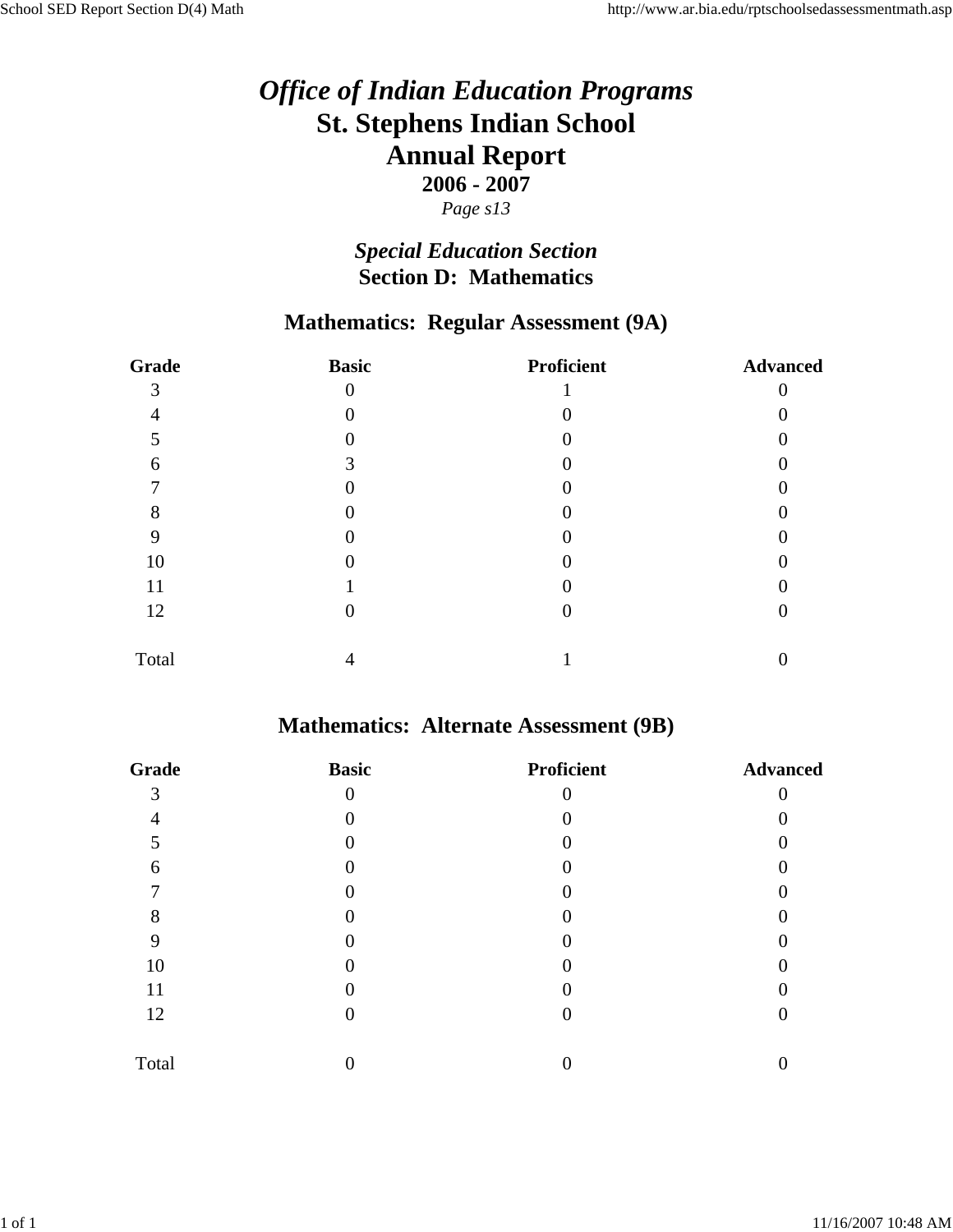# *Office of Indian Education Programs*
# St. Stephens Indian School
# Annual Report
### 2006 - 2007
*Page s13*

## *Special Education Section*
## Section D: Mathematics

### Mathematics: Regular Assessment (9A)

| Grade | Basic | Proficient | Advanced |
|---|---|---|---|
| 3 | 0 | 1 | 0 |
| 4 | 0 | 0 | 0 |
| 5 | 0 | 0 | 0 |
| 6 | 3 | 0 | 0 |
| 7 | 0 | 0 | 0 |
| 8 | 0 | 0 | 0 |
| 9 | 0 | 0 | 0 |
| 10 | 0 | 0 | 0 |
| 11 | 1 | 0 | 0 |
| 12 | 0 | 0 | 0 |
| Total | 4 | 1 | 0 |

### Mathematics: Alternate Assessment (9B)

| Grade | Basic | Proficient | Advanced |
|---|---|---|---|
| 3 | 0 | 0 | 0 |
| 4 | 0 | 0 | 0 |
| 5 | 0 | 0 | 0 |
| 6 | 0 | 0 | 0 |
| 7 | 0 | 0 | 0 |
| 8 | 0 | 0 | 0 |
| 9 | 0 | 0 | 0 |
| 10 | 0 | 0 | 0 |
| 11 | 0 | 0 | 0 |
| 12 | 0 | 0 | 0 |
| Total | 0 | 0 | 0 |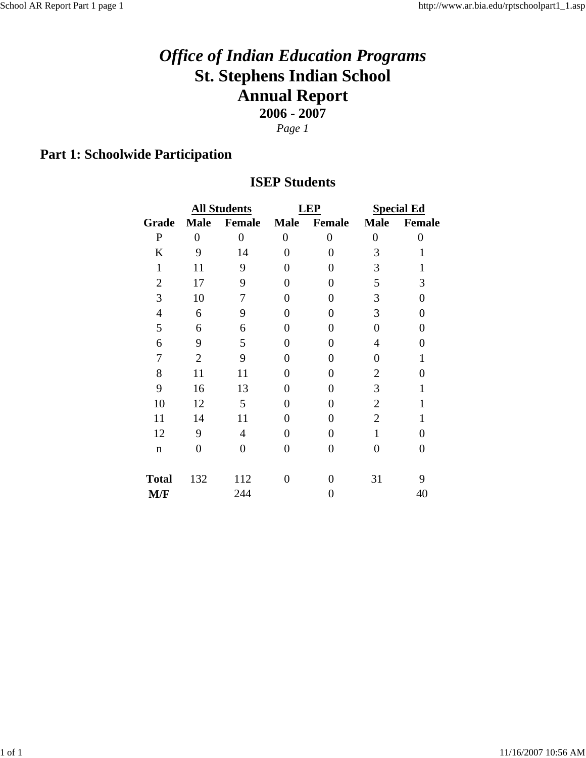# *Office of Indian Education Programs*
# St. Stephens Indian School
# Annual Report
## 2006 - 2007
*Page 1*

## Part 1: Schoolwide Participation

### ISEP Students

| | All Students | | LEP | | Special Ed | |
|---|---|---|---|---|---|---|
| **Grade** | **Male** | **Female** | **Male** | **Female** | **Male** | **Female** |
| P | 0 | 0 | 0 | 0 | 0 | 0 |
| K | 9 | 14 | 0 | 0 | 3 | 1 |
| 1 | 11 | 9 | 0 | 0 | 3 | 1 |
| 2 | 17 | 9 | 0 | 0 | 5 | 3 |
| 3 | 10 | 7 | 0 | 0 | 3 | 0 |
| 4 | 6 | 9 | 0 | 0 | 3 | 0 |
| 5 | 6 | 6 | 0 | 0 | 0 | 0 |
| 6 | 9 | 5 | 0 | 0 | 4 | 0 |
| 7 | 2 | 9 | 0 | 0 | 0 | 1 |
| 8 | 11 | 11 | 0 | 0 | 2 | 0 |
| 9 | 16 | 13 | 0 | 0 | 3 | 1 |
| 10 | 12 | 5 | 0 | 0 | 2 | 1 |
| 11 | 14 | 11 | 0 | 0 | 2 | 1 |
| 12 | 9 | 4 | 0 | 0 | 1 | 0 |
| n | 0 | 0 | 0 | 0 | 0 | 0 |
| **Total** | 132 | 112 | 0 | 0 | 31 | 9 |
| **M/F** | | 244 | | 0 | | 40 |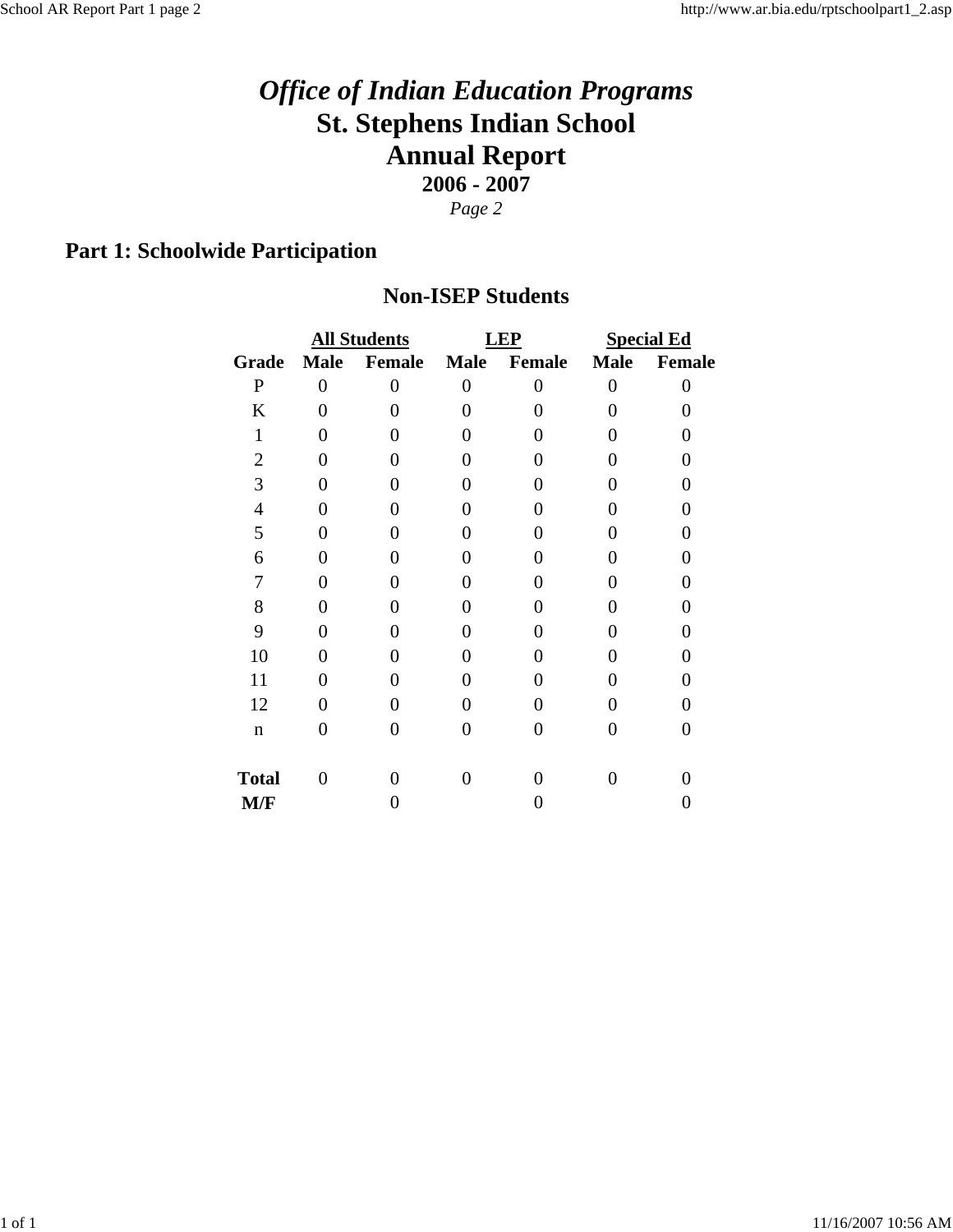# *Office of Indian Education Programs*
# St. Stephens Indian School
# Annual Report
## 2006 - 2007
*Page 2*

## Part 1: Schoolwide Participation

### Non-ISEP Students

| | All Students | | LEP | | Special Ed | |
|---|---|---|---|---|---|---|
| **Grade** | **Male** | **Female** | **Male** | **Female** | **Male** | **Female** |
| P | 0 | 0 | 0 | 0 | 0 | 0 |
| K | 0 | 0 | 0 | 0 | 0 | 0 |
| 1 | 0 | 0 | 0 | 0 | 0 | 0 |
| 2 | 0 | 0 | 0 | 0 | 0 | 0 |
| 3 | 0 | 0 | 0 | 0 | 0 | 0 |
| 4 | 0 | 0 | 0 | 0 | 0 | 0 |
| 5 | 0 | 0 | 0 | 0 | 0 | 0 |
| 6 | 0 | 0 | 0 | 0 | 0 | 0 |
| 7 | 0 | 0 | 0 | 0 | 0 | 0 |
| 8 | 0 | 0 | 0 | 0 | 0 | 0 |
| 9 | 0 | 0 | 0 | 0 | 0 | 0 |
| 10 | 0 | 0 | 0 | 0 | 0 | 0 |
| 11 | 0 | 0 | 0 | 0 | 0 | 0 |
| 12 | 0 | 0 | 0 | 0 | 0 | 0 |
| n | 0 | 0 | 0 | 0 | 0 | 0 |
| **Total** | 0 | 0 | 0 | 0 | 0 | 0 |
| **M/F** | | 0 | | 0 | | 0 |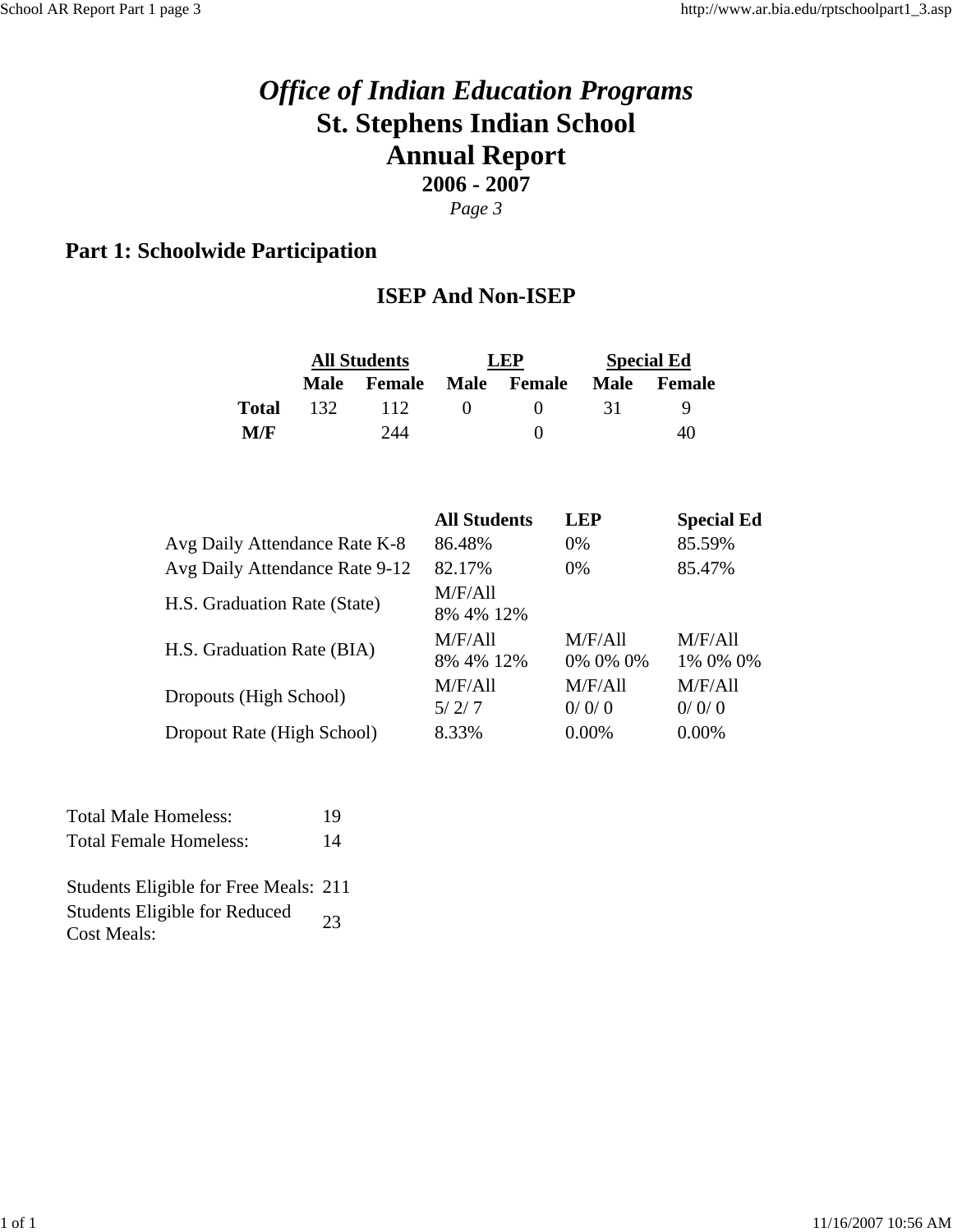# *Office of Indian Education Programs*

# St. Stephens Indian School

# Annual Report

## 2006 - 2007

*Page 3*

## Part 1: Schoolwide Participation

### ISEP And Non-ISEP

| | All Students | | LEP | | Special Ed | |
|---|---|---|---|---|---|---|
| | **Male** | **Female** | **Male** | **Female** | **Male** | **Female** |
| **Total** | 132 | 112 | 0 | 0 | 31 | 9 |
| **M/F** | | 244 | | 0 | | 40 |

| | All Students | LEP | Special Ed |
|---|---|---|---|
| Avg Daily Attendance Rate K-8 | 86.48% | 0% | 85.59% |
| Avg Daily Attendance Rate 9-12 | 82.17% | 0% | 85.47% |
| H.S. Graduation Rate (State) | M/F/All 8% 4% 12% | | |
| H.S. Graduation Rate (BIA) | M/F/All 8% 4% 12% | M/F/All 0% 0% 0% | M/F/All 1% 0% 0% |
| Dropouts (High School) | M/F/All 5/ 2/ 7 | M/F/All 0/ 0/ 0 | M/F/All 0/ 0/ 0 |
| Dropout Rate (High School) | 8.33% | 0.00% | 0.00% |

| | |
|---|---|
| Total Male Homeless: | 19 |
| Total Female Homeless: | 14 |

| | |
|---|---|
| Students Eligible for Free Meals: | 211 |
| Students Eligible for Reduced Cost Meals: | 23 |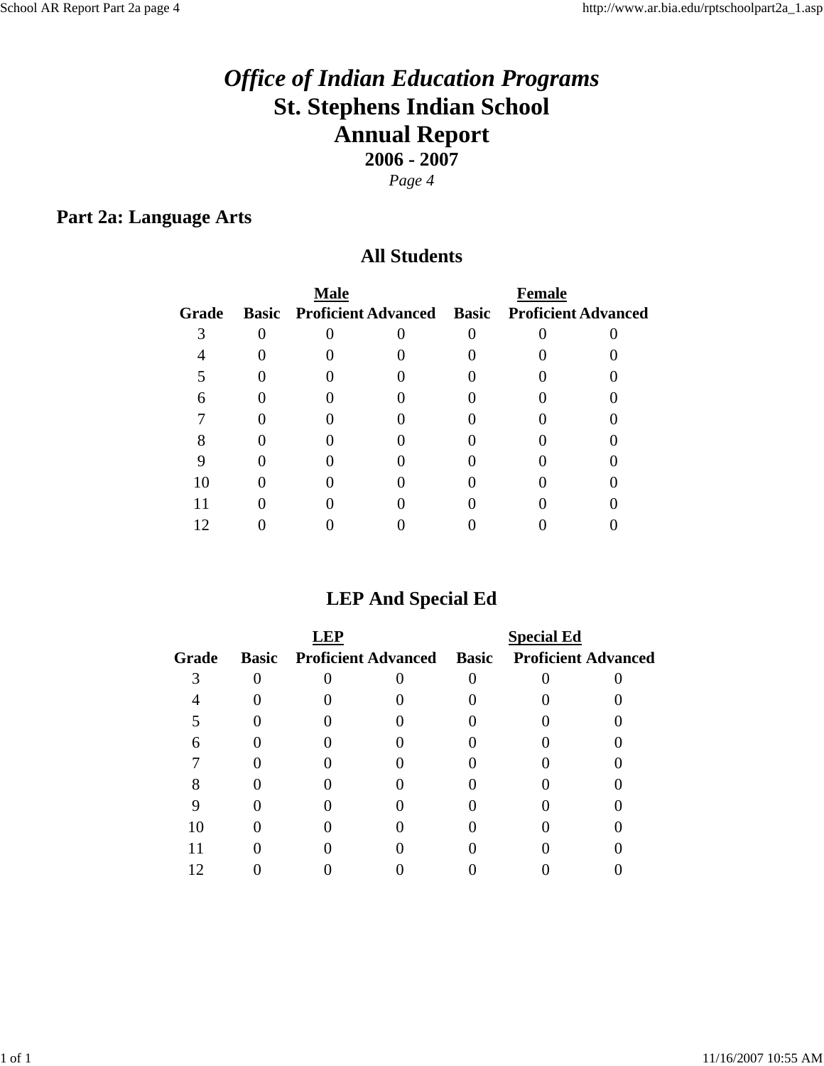# *Office of Indian Education Programs*
# St. Stephens Indian School
# Annual Report
## 2006 - 2007

*Page 4*

## Part 2a: Language Arts

### All Students

| | Male | | | Female | | |
|---|---|---|---|---|---|---|
| **Grade** | **Basic** | **Proficient** | **Advanced** | **Basic** | **Proficient** | **Advanced** |
| 3 | 0 | 0 | 0 | 0 | 0 | 0 |
| 4 | 0 | 0 | 0 | 0 | 0 | 0 |
| 5 | 0 | 0 | 0 | 0 | 0 | 0 |
| 6 | 0 | 0 | 0 | 0 | 0 | 0 |
| 7 | 0 | 0 | 0 | 0 | 0 | 0 |
| 8 | 0 | 0 | 0 | 0 | 0 | 0 |
| 9 | 0 | 0 | 0 | 0 | 0 | 0 |
| 10 | 0 | 0 | 0 | 0 | 0 | 0 |
| 11 | 0 | 0 | 0 | 0 | 0 | 0 |
| 12 | 0 | 0 | 0 | 0 | 0 | 0 |

### LEP And Special Ed

| | LEP | | | Special Ed | | |
|---|---|---|---|---|---|---|
| **Grade** | **Basic** | **Proficient** | **Advanced** | **Basic** | **Proficient** | **Advanced** |
| 3 | 0 | 0 | 0 | 0 | 0 | 0 |
| 4 | 0 | 0 | 0 | 0 | 0 | 0 |
| 5 | 0 | 0 | 0 | 0 | 0 | 0 |
| 6 | 0 | 0 | 0 | 0 | 0 | 0 |
| 7 | 0 | 0 | 0 | 0 | 0 | 0 |
| 8 | 0 | 0 | 0 | 0 | 0 | 0 |
| 9 | 0 | 0 | 0 | 0 | 0 | 0 |
| 10 | 0 | 0 | 0 | 0 | 0 | 0 |
| 11 | 0 | 0 | 0 | 0 | 0 | 0 |
| 12 | 0 | 0 | 0 | 0 | 0 | 0 |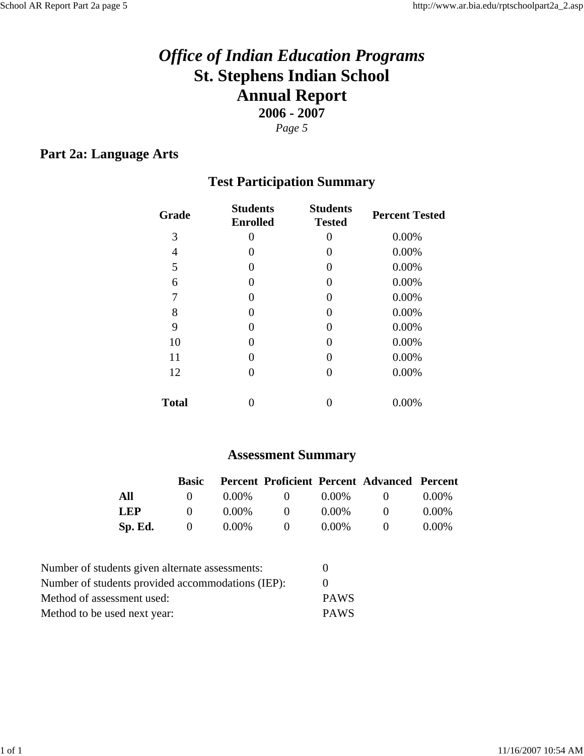# *Office of Indian Education Programs*
# St. Stephens Indian School
# Annual Report
### 2006 - 2007
*Page 5*

## Part 2a: Language Arts

### Test Participation Summary

| Grade | Students Enrolled | Students Tested | Percent Tested |
|---|---|---|---|
| 3 | 0 | 0 | 0.00% |
| 4 | 0 | 0 | 0.00% |
| 5 | 0 | 0 | 0.00% |
| 6 | 0 | 0 | 0.00% |
| 7 | 0 | 0 | 0.00% |
| 8 | 0 | 0 | 0.00% |
| 9 | 0 | 0 | 0.00% |
| 10 | 0 | 0 | 0.00% |
| 11 | 0 | 0 | 0.00% |
| 12 | 0 | 0 | 0.00% |
| **Total** | 0 | 0 | 0.00% |

### Assessment Summary

| | Basic | Percent | Proficient | Percent | Advanced | Percent |
|---|---|---|---|---|---|---|
| **All** | 0 | 0.00% | 0 | 0.00% | 0 | 0.00% |
| **LEP** | 0 | 0.00% | 0 | 0.00% | 0 | 0.00% |
| **Sp. Ed.** | 0 | 0.00% | 0 | 0.00% | 0 | 0.00% |

| | |
|---|---|
| Number of students given alternate assessments: | 0 |
| Number of students provided accommodations (IEP): | 0 |
| Method of assessment used: | PAWS |
| Method to be used next year: | PAWS |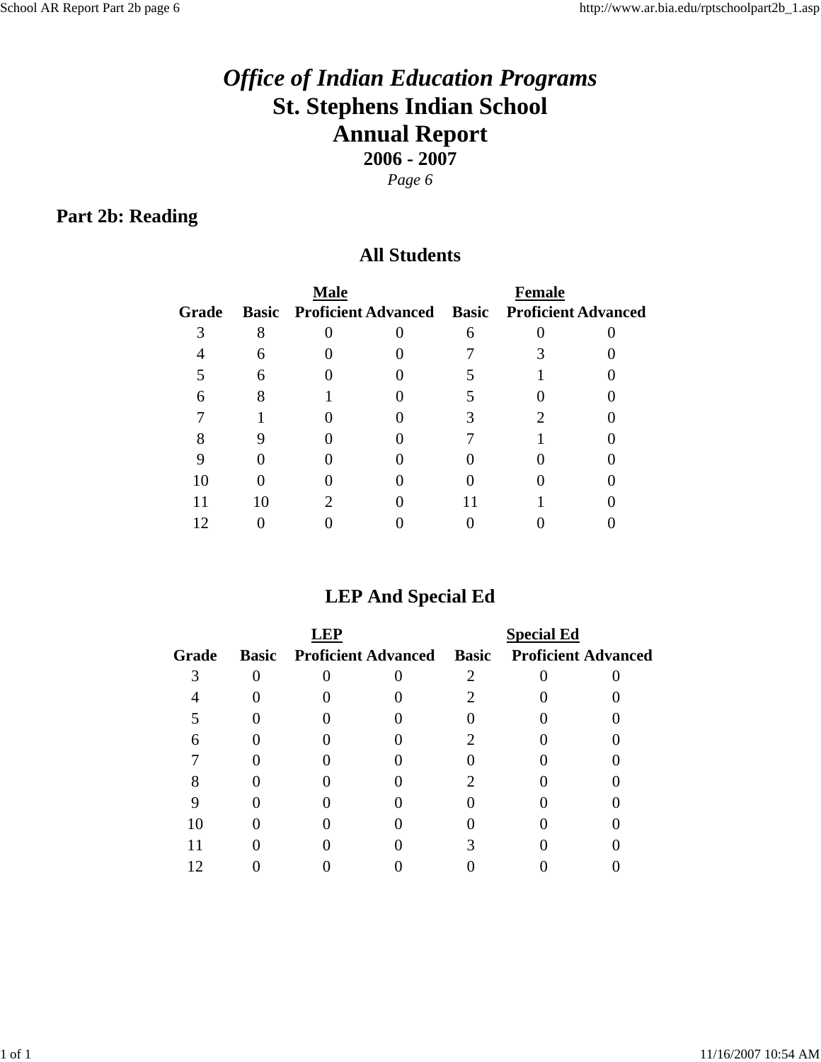# *Office of Indian Education Programs*
# St. Stephens Indian School
# Annual Report
## 2006 - 2007
*Page 6*

## Part 2b: Reading

### All Students

| | Male | | | Female | | |
|---|---|---|---|---|---|---|
| **Grade** | **Basic** | **Proficient** | **Advanced** | **Basic** | **Proficient** | **Advanced** |
| 3 | 8 | 0 | 0 | 6 | 0 | 0 |
| 4 | 6 | 0 | 0 | 7 | 3 | 0 |
| 5 | 6 | 0 | 0 | 5 | 1 | 0 |
| 6 | 8 | 1 | 0 | 5 | 0 | 0 |
| 7 | 1 | 0 | 0 | 3 | 2 | 0 |
| 8 | 9 | 0 | 0 | 7 | 1 | 0 |
| 9 | 0 | 0 | 0 | 0 | 0 | 0 |
| 10 | 0 | 0 | 0 | 0 | 0 | 0 |
| 11 | 10 | 2 | 0 | 11 | 1 | 0 |
| 12 | 0 | 0 | 0 | 0 | 0 | 0 |

### LEP And Special Ed

| | LEP | | | Special Ed | | |
|---|---|---|---|---|---|---|
| **Grade** | **Basic** | **Proficient** | **Advanced** | **Basic** | **Proficient** | **Advanced** |
| 3 | 0 | 0 | 0 | 2 | 0 | 0 |
| 4 | 0 | 0 | 0 | 2 | 0 | 0 |
| 5 | 0 | 0 | 0 | 0 | 0 | 0 |
| 6 | 0 | 0 | 0 | 2 | 0 | 0 |
| 7 | 0 | 0 | 0 | 0 | 0 | 0 |
| 8 | 0 | 0 | 0 | 2 | 0 | 0 |
| 9 | 0 | 0 | 0 | 0 | 0 | 0 |
| 10 | 0 | 0 | 0 | 0 | 0 | 0 |
| 11 | 0 | 0 | 0 | 3 | 0 | 0 |
| 12 | 0 | 0 | 0 | 0 | 0 | 0 |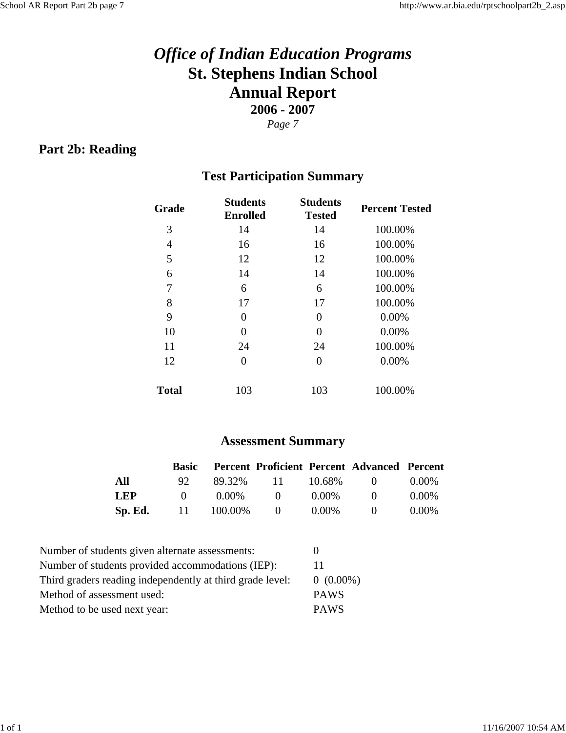# *Office of Indian Education Programs*
# St. Stephens Indian School
# Annual Report
## 2006 - 2007
*Page 7*

## Part 2b: Reading

### Test Participation Summary

| Grade | Students Enrolled | Students Tested | Percent Tested |
|---|---|---|---|
| 3 | 14 | 14 | 100.00% |
| 4 | 16 | 16 | 100.00% |
| 5 | 12 | 12 | 100.00% |
| 6 | 14 | 14 | 100.00% |
| 7 | 6 | 6 | 100.00% |
| 8 | 17 | 17 | 100.00% |
| 9 | 0 | 0 | 0.00% |
| 10 | 0 | 0 | 0.00% |
| 11 | 24 | 24 | 100.00% |
| 12 | 0 | 0 | 0.00% |
| **Total** | 103 | 103 | 100.00% |

### Assessment Summary

| | Basic | Percent | Proficient | Percent | Advanced | Percent |
|---|---|---|---|---|---|---|
| **All** | 92 | 89.32% | 11 | 10.68% | 0 | 0.00% |
| **LEP** | 0 | 0.00% | 0 | 0.00% | 0 | 0.00% |
| **Sp. Ed.** | 11 | 100.00% | 0 | 0.00% | 0 | 0.00% |

| | |
|---|---|
| Number of students given alternate assessments: | 0 |
| Number of students provided accommodations (IEP): | 11 |
| Third graders reading independently at third grade level: | 0 (0.00%) |
| Method of assessment used: | PAWS |
| Method to be used next year: | PAWS |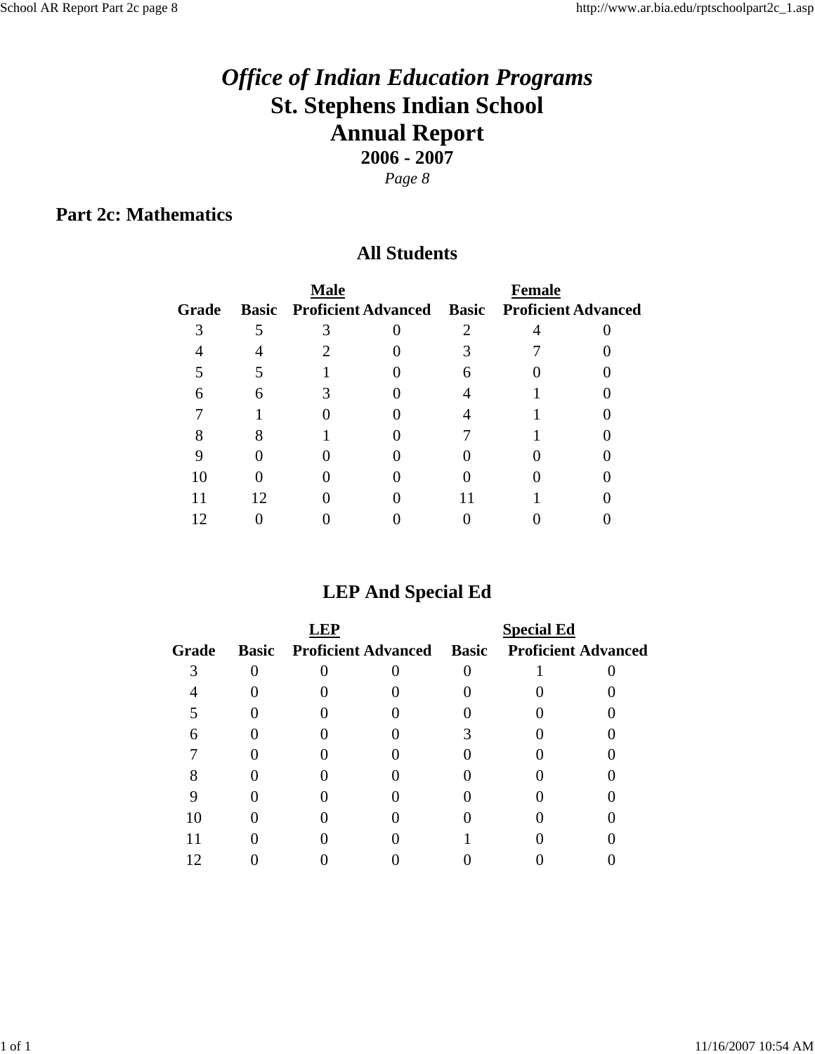# *Office of Indian Education Programs*
# St. Stephens Indian School
# Annual Report
### 2006 - 2007
*Page 8*

## Part 2c: Mathematics

### All Students

| | Male | | | Female | | |
|---|---|---|---|---|---|---|
| **Grade** | **Basic** | **Proficient** | **Advanced** | **Basic** | **Proficient** | **Advanced** |
| 3 | 5 | 3 | 0 | 2 | 4 | 0 |
| 4 | 4 | 2 | 0 | 3 | 7 | 0 |
| 5 | 5 | 1 | 0 | 6 | 0 | 0 |
| 6 | 6 | 3 | 0 | 4 | 1 | 0 |
| 7 | 1 | 0 | 0 | 4 | 1 | 0 |
| 8 | 8 | 1 | 0 | 7 | 1 | 0 |
| 9 | 0 | 0 | 0 | 0 | 0 | 0 |
| 10 | 0 | 0 | 0 | 0 | 0 | 0 |
| 11 | 12 | 0 | 0 | 11 | 1 | 0 |
| 12 | 0 | 0 | 0 | 0 | 0 | 0 |

### LEP And Special Ed

| | LEP | | | Special Ed | | |
|---|---|---|---|---|---|---|
| **Grade** | **Basic** | **Proficient** | **Advanced** | **Basic** | **Proficient** | **Advanced** |
| 3 | 0 | 0 | 0 | 0 | 1 | 0 |
| 4 | 0 | 0 | 0 | 0 | 0 | 0 |
| 5 | 0 | 0 | 0 | 0 | 0 | 0 |
| 6 | 0 | 0 | 0 | 3 | 0 | 0 |
| 7 | 0 | 0 | 0 | 0 | 0 | 0 |
| 8 | 0 | 0 | 0 | 0 | 0 | 0 |
| 9 | 0 | 0 | 0 | 0 | 0 | 0 |
| 10 | 0 | 0 | 0 | 0 | 0 | 0 |
| 11 | 0 | 0 | 0 | 1 | 0 | 0 |
| 12 | 0 | 0 | 0 | 0 | 0 | 0 |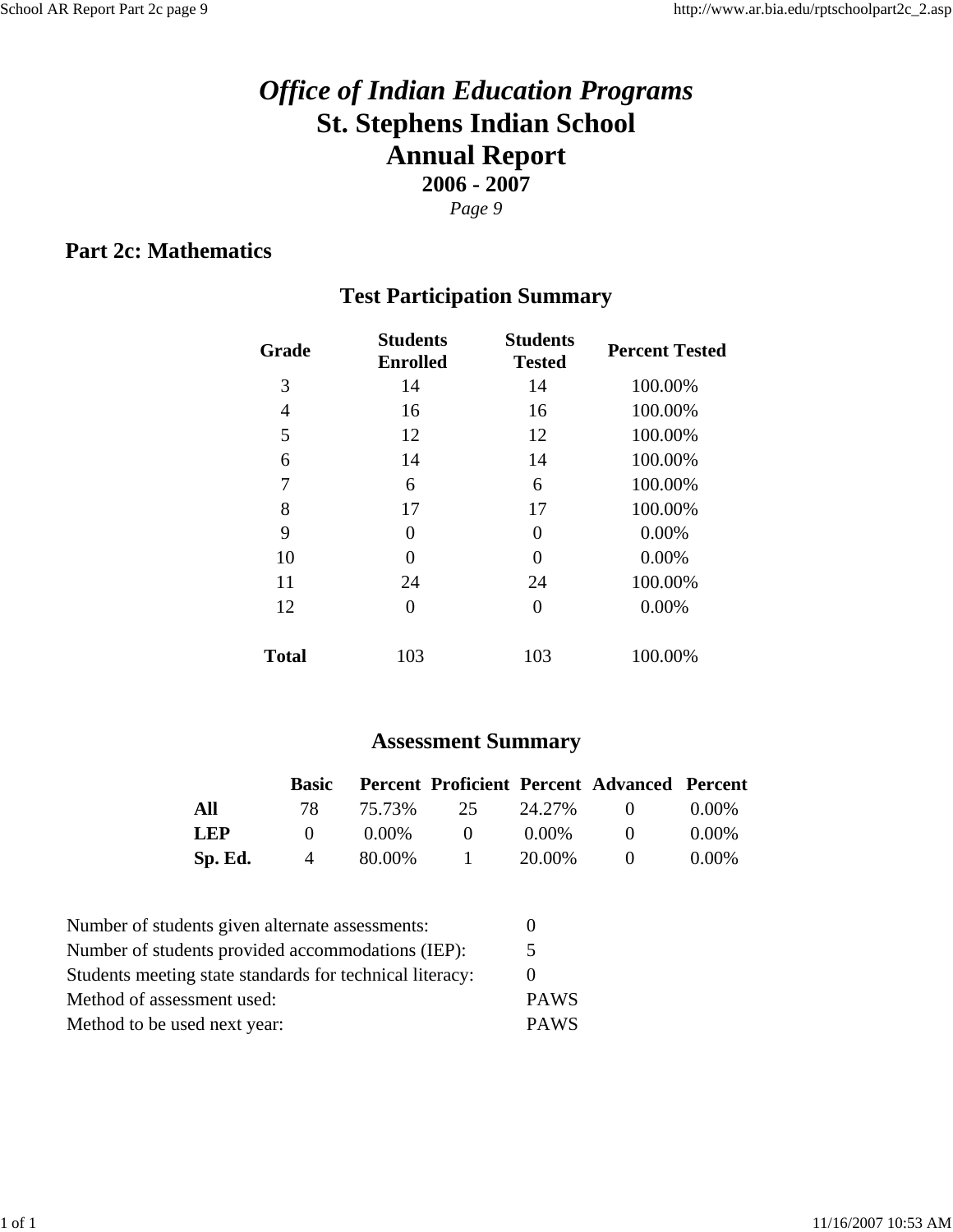# *Office of Indian Education Programs*
# St. Stephens Indian School
# Annual Report
## 2006 - 2007
*Page 9*

## Part 2c: Mathematics

### Test Participation Summary

| Grade | Students Enrolled | Students Tested | Percent Tested |
|---|---|---|---|
| 3 | 14 | 14 | 100.00% |
| 4 | 16 | 16 | 100.00% |
| 5 | 12 | 12 | 100.00% |
| 6 | 14 | 14 | 100.00% |
| 7 | 6 | 6 | 100.00% |
| 8 | 17 | 17 | 100.00% |
| 9 | 0 | 0 | 0.00% |
| 10 | 0 | 0 | 0.00% |
| 11 | 24 | 24 | 100.00% |
| 12 | 0 | 0 | 0.00% |
| **Total** | 103 | 103 | 100.00% |

### Assessment Summary

| | Basic | Percent | Proficient | Percent | Advanced | Percent |
|---|---|---|---|---|---|---|
| **All** | 78 | 75.73% | 25 | 24.27% | 0 | 0.00% |
| **LEP** | 0 | 0.00% | 0 | 0.00% | 0 | 0.00% |
| **Sp. Ed.** | 4 | 80.00% | 1 | 20.00% | 0 | 0.00% |

| | |
|---|---|
| Number of students given alternate assessments: | 0 |
| Number of students provided accommodations (IEP): | 5 |
| Students meeting state standards for technical literacy: | 0 |
| Method of assessment used: | PAWS |
| Method to be used next year: | PAWS |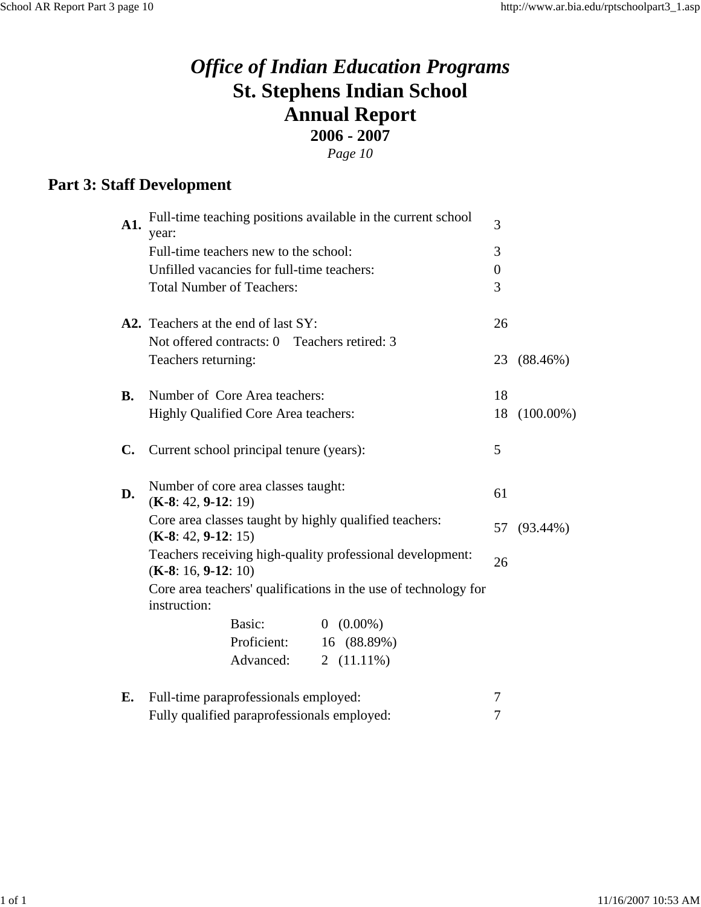# *Office of Indian Education Programs*

## St. Stephens Indian School

## Annual Report

### 2006 - 2007

*Page 10*

## Part 3: Staff Development

| | | | |
|---|---|---|---|
| **A1.** | Full-time teaching positions available in the current school year: | 3 | |
| | Full-time teachers new to the school: | 3 | |
| | Unfilled vacancies for full-time teachers: | 0 | |
| | Total Number of Teachers: | 3 | |
| **A2.** | Teachers at the end of last SY: | 26 | |
| | Not offered contracts: 0 Teachers retired: 3 | | |
| | Teachers returning: | 23 | (88.46%) |
| **B.** | Number of Core Area teachers: | 18 | |
| | Highly Qualified Core Area teachers: | 18 | (100.00%) |
| **C.** | Current school principal tenure (years): | 5 | |
| **D.** | Number of core area classes taught: (**K-8**: 42, **9-12**: 19) | 61 | |
| | Core area classes taught by highly qualified teachers: (**K-8**: 42, **9-12**: 15) | 57 | (93.44%) |
| | Teachers receiving high-quality professional development: (**K-8**: 16, **9-12**: 10) | 26 | |
| | Core area teachers' qualifications in the use of technology for instruction: | | |
| | Basic: 0 (0.00%) | | |
| | Proficient: 16 (88.89%) | | |
| | Advanced: 2 (11.11%) | | |
| **E.** | Full-time paraprofessionals employed: | 7 | |
| | Fully qualified paraprofessionals employed: | 7 | |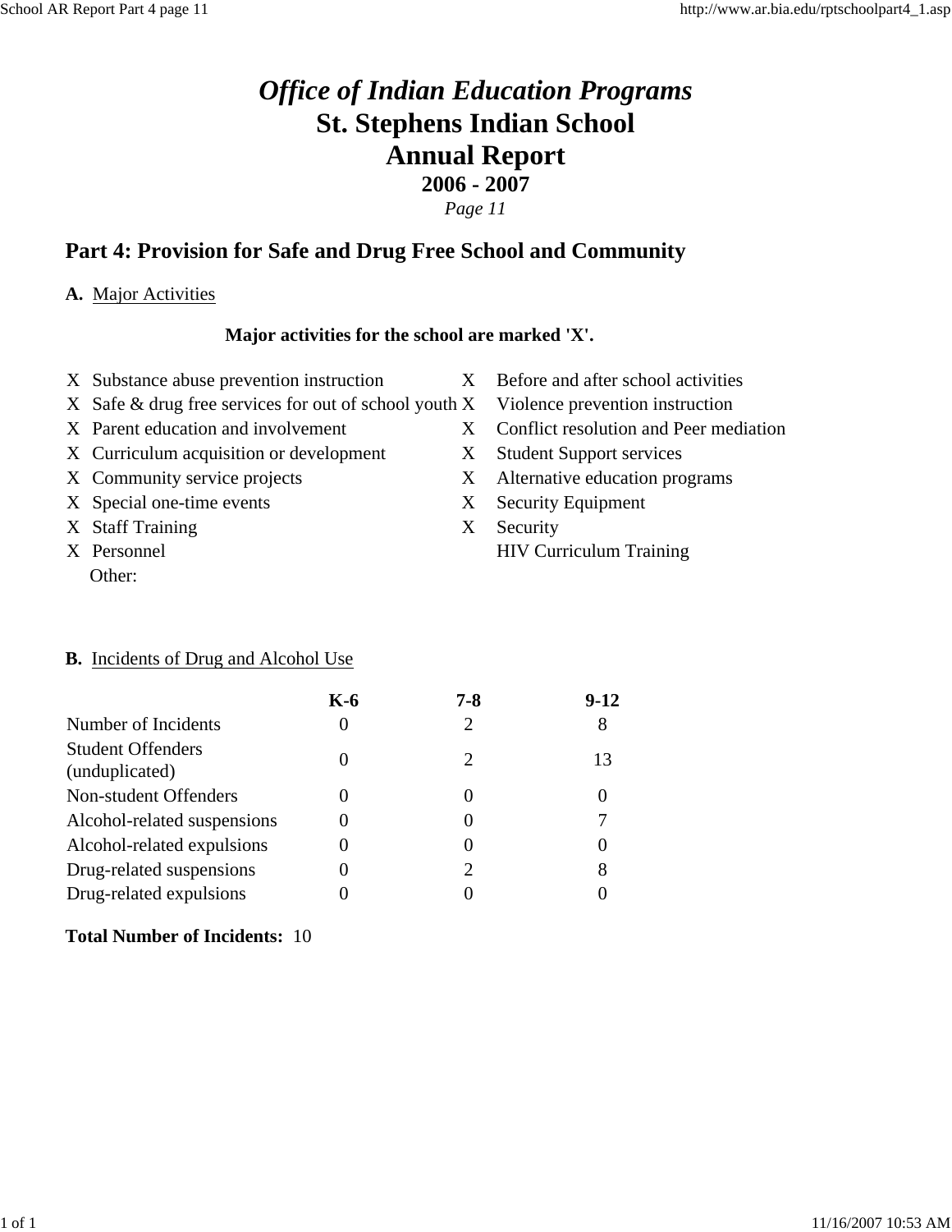# *Office of Indian Education Programs*
# St. Stephens Indian School
# Annual Report
## 2006 - 2007

*Page 11*

## Part 4: Provision for Safe and Drug Free School and Community

**A.** Major Activities

**Major activities for the school are marked 'X'.**

| | | | |
|---|---|---|---|
| X | Substance abuse prevention instruction | X | Before and after school activities |
| X | Safe & drug free services for out of school youth | X | Violence prevention instruction |
| X | Parent education and involvement | X | Conflict resolution and Peer mediation |
| X | Curriculum acquisition or development | X | Student Support services |
| X | Community service projects | X | Alternative education programs |
| X | Special one-time events | X | Security Equipment |
| X | Staff Training | X | Security |
| X | Personnel | | HIV Curriculum Training |
| | Other: | | |

**B.** Incidents of Drug and Alcohol Use

| | K-6 | 7-8 | 9-12 |
|---|---|---|---|
| Number of Incidents | 0 | 2 | 8 |
| Student Offenders (unduplicated) | 0 | 2 | 13 |
| Non-student Offenders | 0 | 0 | 0 |
| Alcohol-related suspensions | 0 | 0 | 7 |
| Alcohol-related expulsions | 0 | 0 | 0 |
| Drug-related suspensions | 0 | 2 | 8 |
| Drug-related expulsions | 0 | 0 | 0 |

**Total Number of Incidents:** 10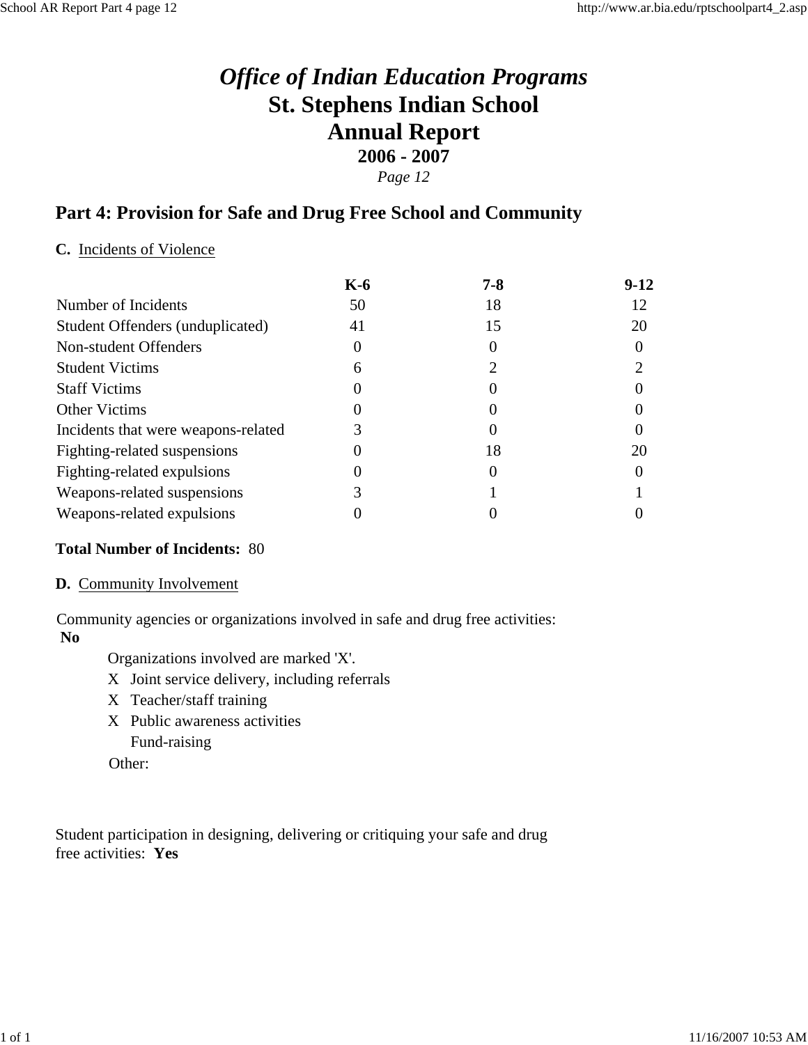# *Office of Indian Education Programs*
# St. Stephens Indian School
# Annual Report
## 2006 - 2007
*Page 12*

## Part 4: Provision for Safe and Drug Free School and Community

**C.** Incidents of Violence

| | K-6 | 7-8 | 9-12 |
|---|---|---|---|
| Number of Incidents | 50 | 18 | 12 |
| Student Offenders (unduplicated) | 41 | 15 | 20 |
| Non-student Offenders | 0 | 0 | 0 |
| Student Victims | 6 | 2 | 2 |
| Staff Victims | 0 | 0 | 0 |
| Other Victims | 0 | 0 | 0 |
| Incidents that were weapons-related | 3 | 0 | 0 |
| Fighting-related suspensions | 0 | 18 | 20 |
| Fighting-related expulsions | 0 | 0 | 0 |
| Weapons-related suspensions | 3 | 1 | 1 |
| Weapons-related expulsions | 0 | 0 | 0 |

**Total Number of Incidents:** 80

**D.** Community Involvement

Community agencies or organizations involved in safe and drug free activities: **No**

Organizations involved are marked 'X'.

X Joint service delivery, including referrals
X Teacher/staff training
X Public awareness activities
  Fund-raising

Other:

Student participation in designing, delivering or critiquing your safe and drug free activities: **Yes**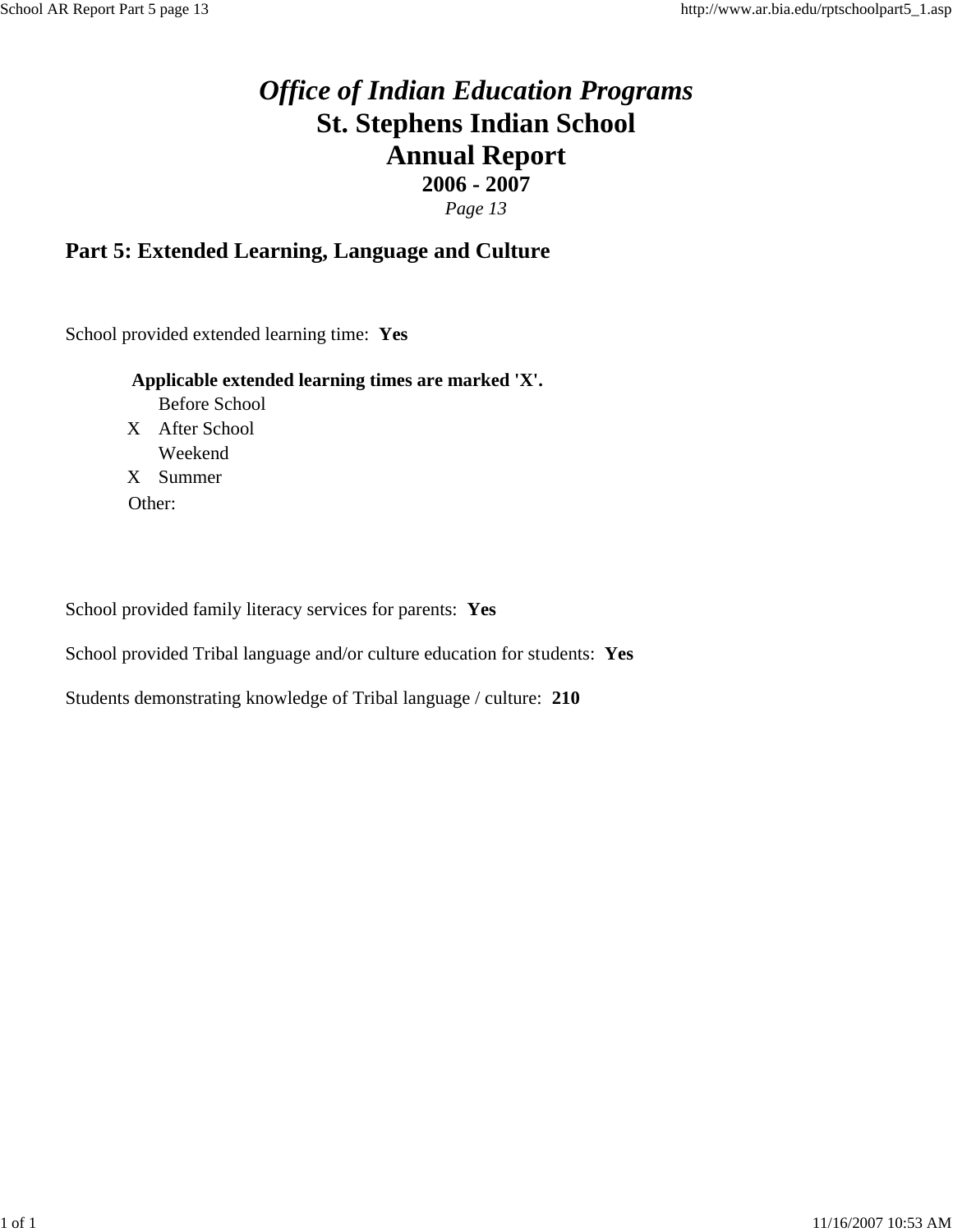# *Office of Indian Education Programs*

# St. Stephens Indian School

# Annual Report

**2006 - 2007**

*Page 13*

## Part 5: Extended Learning, Language and Culture

School provided extended learning time: **Yes**

**Applicable extended learning times are marked 'X'.**

| | |
|---|---|
| | Before School |
| X | After School |
| | Weekend |
| X | Summer |

Other:

School provided family literacy services for parents: **Yes**

School provided Tribal language and/or culture education for students: **Yes**

Students demonstrating knowledge of Tribal language / culture: **210**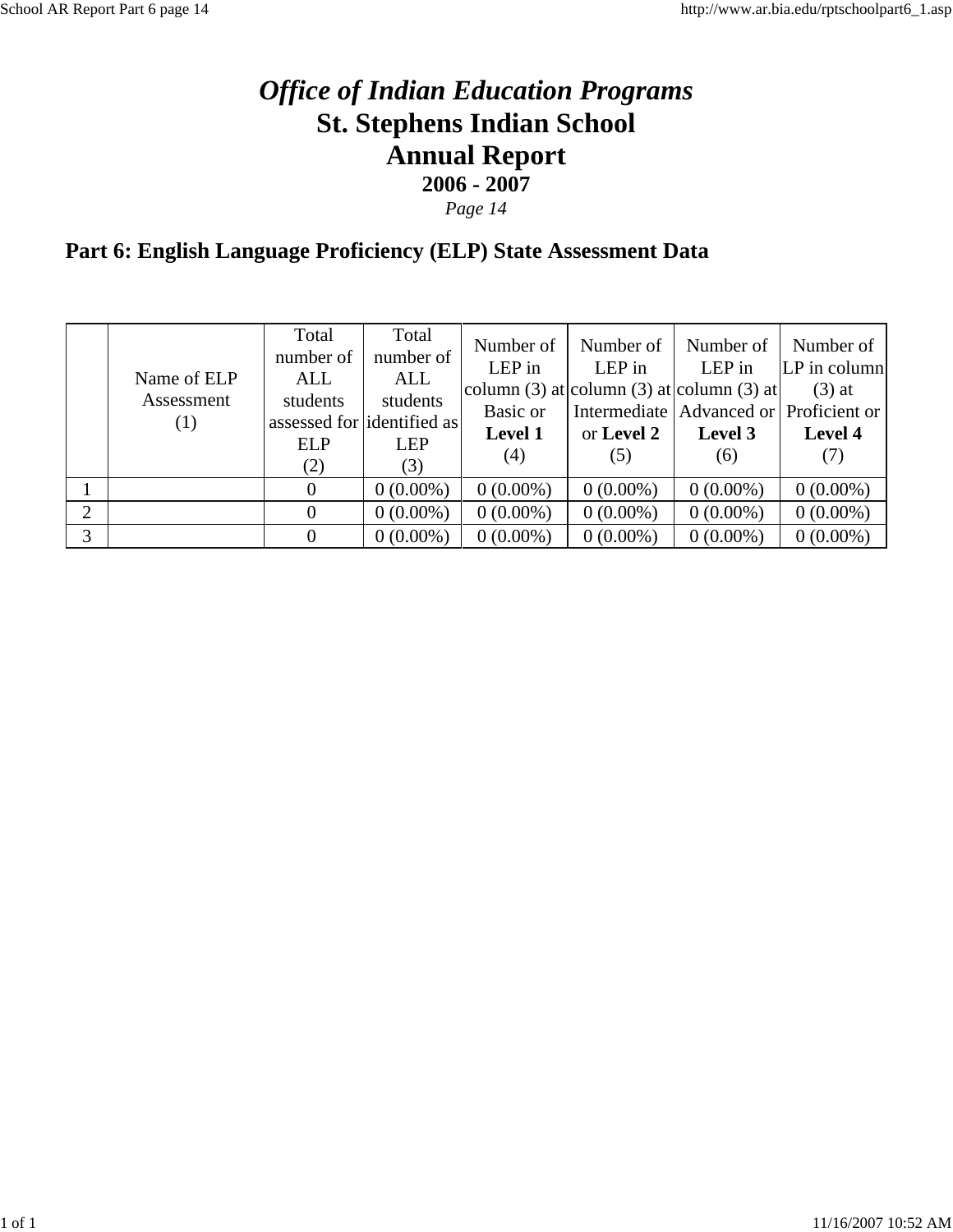# *Office of Indian Education Programs*
# St. Stephens Indian School
# Annual Report
## 2006 - 2007
*Page 14*

## Part 6: English Language Proficiency (ELP) State Assessment Data

| | Name of ELP Assessment (1) | Total number of ALL students assessed for ELP (2) | Total number of ALL students identified as LEP (3) | Number of LEP in column (3) at Basic or **Level 1** (4) | Number of LEP in column (3) at Intermediate or **Level 2** (5) | Number of LEP in column (3) at Advanced or **Level 3** (6) | Number of LP in column (3) at Proficient or **Level 4** (7) |
|---|---|---|---|---|---|---|---|
| 1 | | 0 | 0 (0.00%) | 0 (0.00%) | 0 (0.00%) | 0 (0.00%) | 0 (0.00%) |
| 2 | | 0 | 0 (0.00%) | 0 (0.00%) | 0 (0.00%) | 0 (0.00%) | 0 (0.00%) |
| 3 | | 0 | 0 (0.00%) | 0 (0.00%) | 0 (0.00%) | 0 (0.00%) | 0 (0.00%) |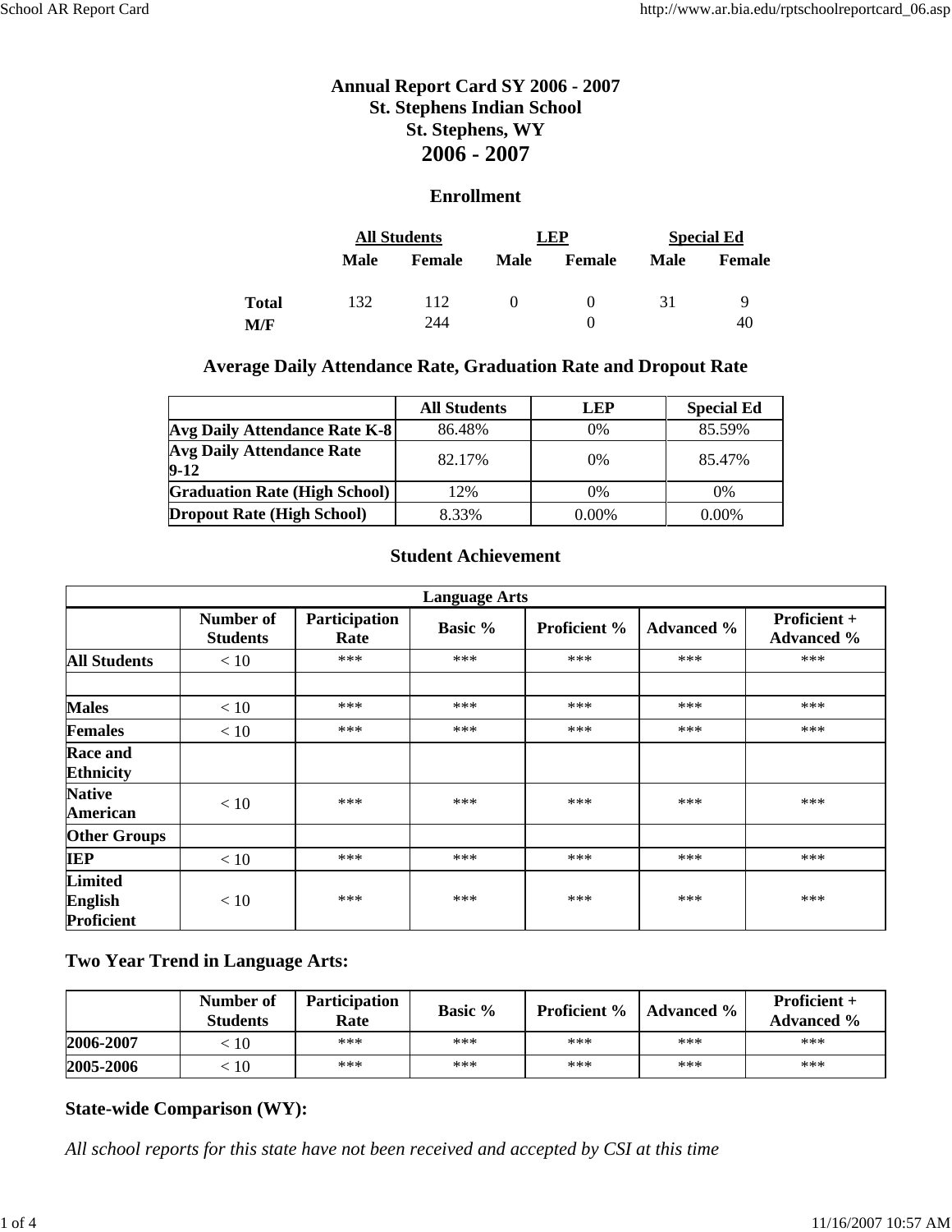# Annual Report Card SY 2006 - 2007
## St. Stephens Indian School
## St. Stephens, WY
## 2006 - 2007

### Enrollment

| | All Students | | LEP | | Special Ed | |
|---|---|---|---|---|---|---|
| | Male | Female | Male | Female | Male | Female |
| **Total** | 132 | 112 | 0 | 0 | 31 | 9 |
| **M/F** | | 244 | | 0 | | 40 |

### Average Daily Attendance Rate, Graduation Rate and Dropout Rate

| | All Students | LEP | Special Ed |
|---|---|---|---|
| **Avg Daily Attendance Rate K-8** | 86.48% | 0% | 85.59% |
| **Avg Daily Attendance Rate 9-12** | 82.17% | 0% | 85.47% |
| **Graduation Rate (High School)** | 12% | 0% | 0% |
| **Dropout Rate (High School)** | 8.33% | 0.00% | 0.00% |

### Student Achievement

| Language Arts | | | | | | |
|---|---|---|---|---|---|---|
| | Number of Students | Participation Rate | Basic % | Proficient % | Advanced % | Proficient + Advanced % |
| **All Students** | < 10 | *** | *** | *** | *** | *** |
| | | | | | | |
| **Males** | < 10 | *** | *** | *** | *** | *** |
| **Females** | < 10 | *** | *** | *** | *** | *** |
| **Race and Ethnicity** | | | | | | |
| **Native American** | < 10 | *** | *** | *** | *** | *** |
| **Other Groups** | | | | | | |
| **IEP** | < 10 | *** | *** | *** | *** | *** |
| **Limited English Proficient** | < 10 | *** | *** | *** | *** | *** |

### Two Year Trend in Language Arts:

| | Number of Students | Participation Rate | Basic % | Proficient % | Advanced % | Proficient + Advanced % |
|---|---|---|---|---|---|---|
| **2006-2007** | < 10 | *** | *** | *** | *** | *** |
| **2005-2006** | < 10 | *** | *** | *** | *** | *** |

### State-wide Comparison (WY):

*All school reports for this state have not been received and accepted by CSI at this time*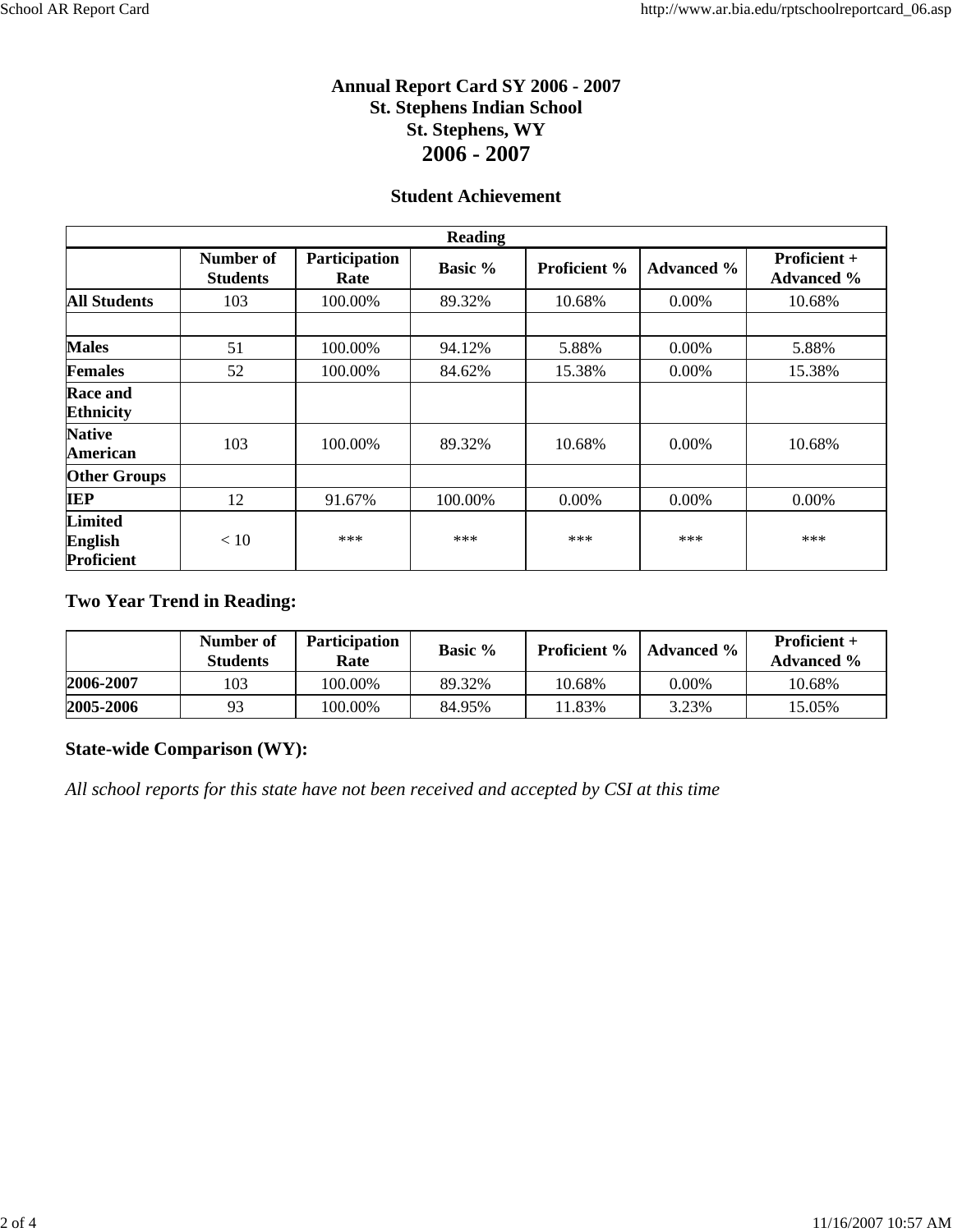# Annual Report Card SY 2006 - 2007
## St. Stephens Indian School
## St. Stephens, WY
## 2006 - 2007

### Student Achievement

| Reading | | | | | | |
|---|---|---|---|---|---|---|
| | Number of Students | Participation Rate | Basic % | Proficient % | Advanced % | Proficient + Advanced % |
| **All Students** | 103 | 100.00% | 89.32% | 10.68% | 0.00% | 10.68% |
| | | | | | | |
| **Males** | 51 | 100.00% | 94.12% | 5.88% | 0.00% | 5.88% |
| **Females** | 52 | 100.00% | 84.62% | 15.38% | 0.00% | 15.38% |
| **Race and Ethnicity** | | | | | | |
| **Native American** | 103 | 100.00% | 89.32% | 10.68% | 0.00% | 10.68% |
| **Other Groups** | | | | | | |
| **IEP** | 12 | 91.67% | 100.00% | 0.00% | 0.00% | 0.00% |
| **Limited English Proficient** | < 10 | *** | *** | *** | *** | *** |

### Two Year Trend in Reading:

| | Number of Students | Participation Rate | Basic % | Proficient % | Advanced % | Proficient + Advanced % |
|---|---|---|---|---|---|---|
| **2006-2007** | 103 | 100.00% | 89.32% | 10.68% | 0.00% | 10.68% |
| **2005-2006** | 93 | 100.00% | 84.95% | 11.83% | 3.23% | 15.05% |

### State-wide Comparison (WY):

*All school reports for this state have not been received and accepted by CSI at this time*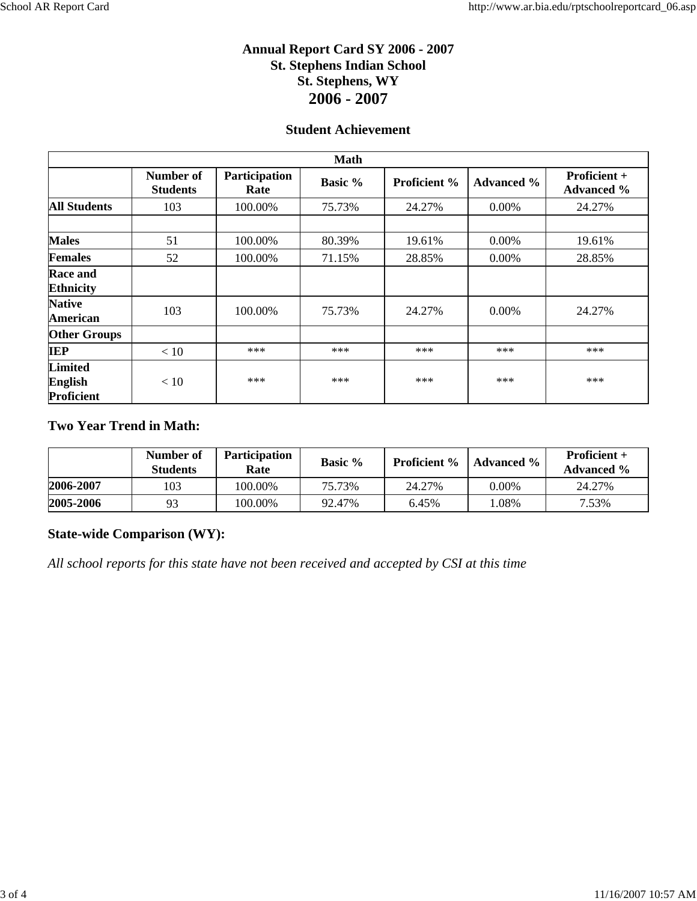# Annual Report Card SY 2006 - 2007
## St. Stephens Indian School
## St. Stephens, WY
## 2006 - 2007

### Student Achievement

| Math | | | | | | |
|---|---|---|---|---|---|---|
| | Number of Students | Participation Rate | Basic % | Proficient % | Advanced % | Proficient + Advanced % |
| **All Students** | 103 | 100.00% | 75.73% | 24.27% | 0.00% | 24.27% |
| | | | | | | |
| **Males** | 51 | 100.00% | 80.39% | 19.61% | 0.00% | 19.61% |
| **Females** | 52 | 100.00% | 71.15% | 28.85% | 0.00% | 28.85% |
| **Race and Ethnicity** | | | | | | |
| **Native American** | 103 | 100.00% | 75.73% | 24.27% | 0.00% | 24.27% |
| **Other Groups** | | | | | | |
| **IEP** | < 10 | *** | *** | *** | *** | *** |
| **Limited English Proficient** | < 10 | *** | *** | *** | *** | *** |

### Two Year Trend in Math:

| | Number of Students | Participation Rate | Basic % | Proficient % | Advanced % | Proficient + Advanced % |
|---|---|---|---|---|---|---|
| **2006-2007** | 103 | 100.00% | 75.73% | 24.27% | 0.00% | 24.27% |
| **2005-2006** | 93 | 100.00% | 92.47% | 6.45% | 1.08% | 7.53% |

### State-wide Comparison (WY):

*All school reports for this state have not been received and accepted by CSI at this time*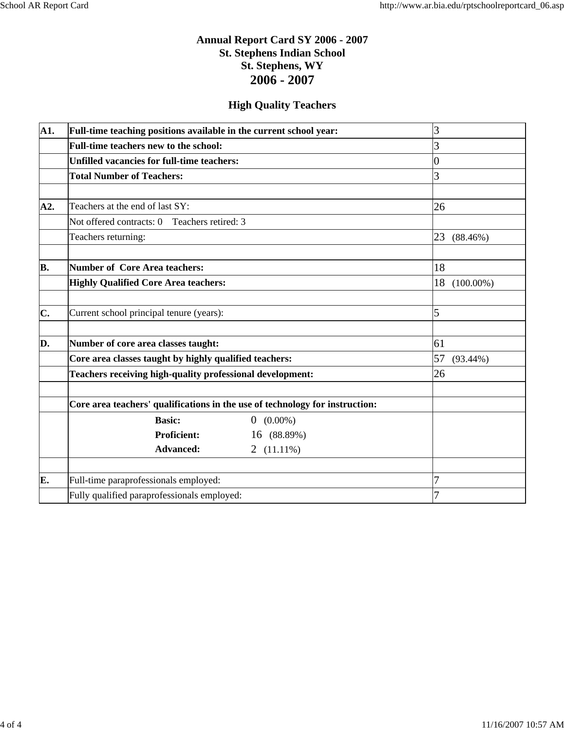# Annual Report Card SY 2006 - 2007
## St. Stephens Indian School
## St. Stephens, WY
## 2006 - 2007

### High Quality Teachers

| | | |
|---|---|---|
| **A1.** | **Full-time teaching positions available in the current school year:** | 3 |
| | **Full-time teachers new to the school:** | 3 |
| | **Unfilled vacancies for full-time teachers:** | 0 |
| | **Total Number of Teachers:** | 3 |
| | | |
| **A2.** | Teachers at the end of last SY: | 26 |
| | Not offered contracts: 0 Teachers retired: 3 | |
| | Teachers returning: | 23 (88.46%) |
| | | |
| **B.** | **Number of Core Area teachers:** | 18 |
| | **Highly Qualified Core Area teachers:** | 18 (100.00%) |
| | | |
| **C.** | Current school principal tenure (years): | 5 |
| | | |
| **D.** | **Number of core area classes taught:** | 61 |
| | **Core area classes taught by highly qualified teachers:** | 57 (93.44%) |
| | **Teachers receiving high-quality professional development:** | 26 |
| | | |
| | **Core area teachers' qualifications in the use of technology for instruction:** | |
| | **Basic:** 0 (0.00%)<br>**Proficient:** 16 (88.89%)<br>**Advanced:** 2 (11.11%) | |
| | | |
| **E.** | Full-time paraprofessionals employed: | 7 |
| | Fully qualified paraprofessionals employed: | 7 |